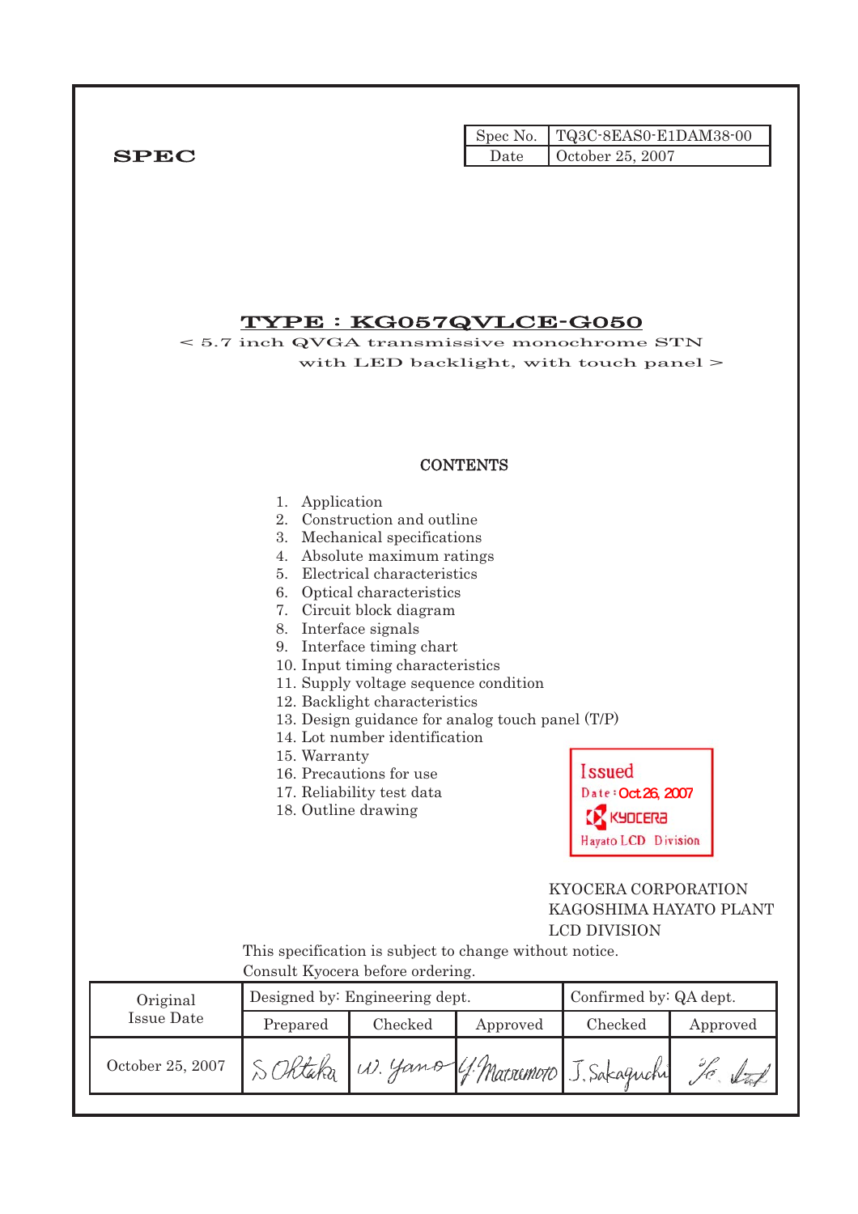**SPEC**

| Spec No. | TQ3C-8EAS0-E1DAM38-00 |
|---|---|
| Date | October 25, 2007 |

# TYPE : KG057QVLCE-G050

< 5.7 inch QVGA transmissive monochrome STN with LED backlight, with touch panel >

## CONTENTS

1. Application
2. Construction and outline
3. Mechanical specifications
4. Absolute maximum ratings
5. Electrical characteristics
6. Optical characteristics
7. Circuit block diagram
8. Interface signals
9. Interface timing chart
10. Input timing characteristics
11. Supply voltage sequence condition
12. Backlight characteristics
13. Design guidance for analog touch panel (T/P)
14. Lot number identification
15. Warranty
16. Precautions for use
17. Reliability test data
18. Outline drawing

Issued
Date : Oct 26, 2007
KYOCERA
Hayato LCD Division

KYOCERA CORPORATION
KAGOSHIMA HAYATO PLANT
LCD DIVISION

This specification is subject to change without notice.
Consult Kyocera before ordering.

| Original Issue Date | Designed by: Engineering dept. | | | Confirmed by: QA dept. | |
|---|---|---|---|---|---|
| | Prepared | Checked | Approved | Checked | Approved |
| October 25, 2007 | S. Ohtaka | W. Yano | Y. Matsumoto | J. Sakaguchi | |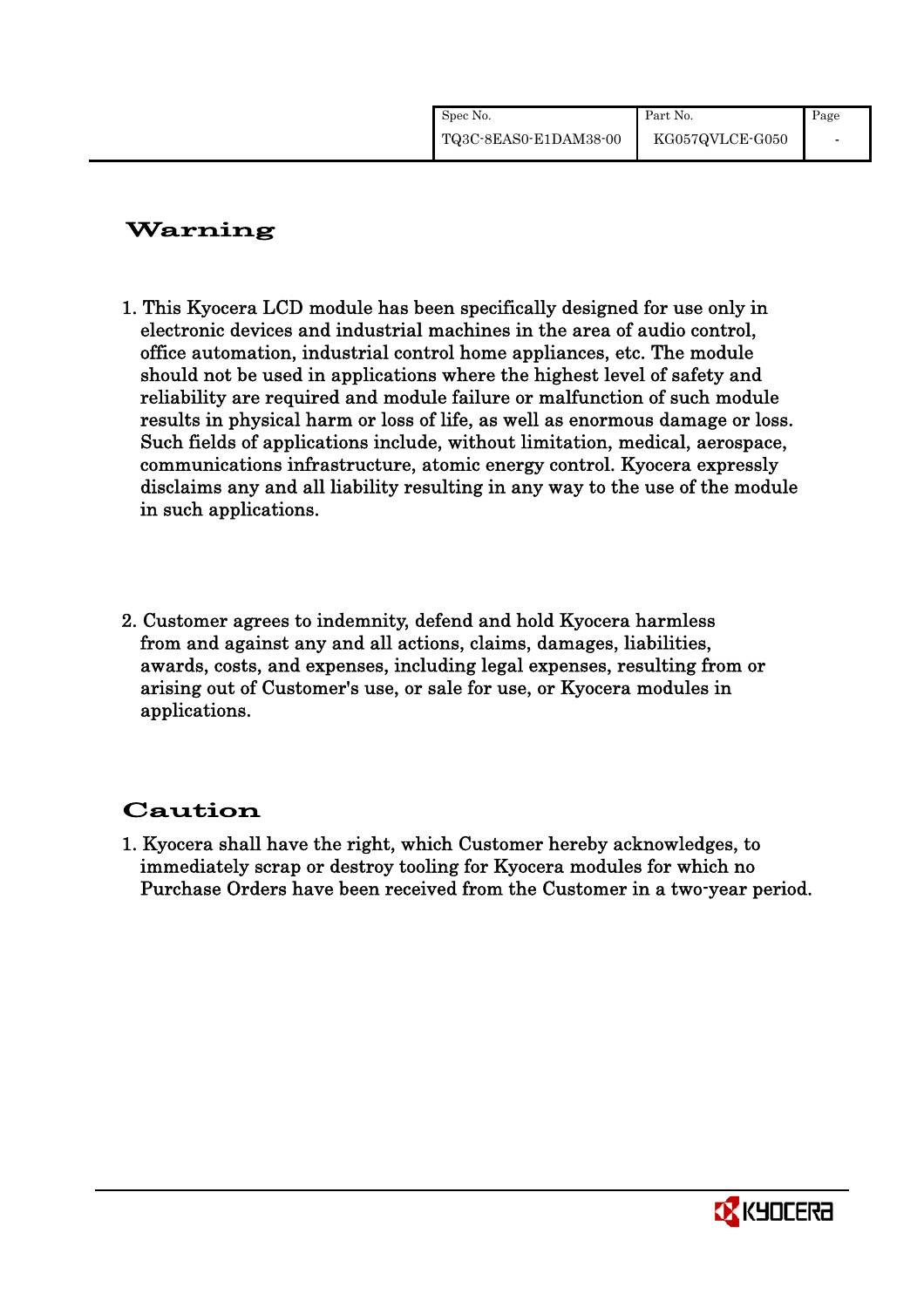# Warning

1. This Kyocera LCD module has been specifically designed for use only in electronic devices and industrial machines in the area of audio control, office automation, industrial control home appliances, etc. The module should not be used in applications where the highest level of safety and reliability are required and module failure or malfunction of such module results in physical harm or loss of life, as well as enormous damage or loss. Such fields of applications include, without limitation, medical, aerospace, communications infrastructure, atomic energy control. Kyocera expressly disclaims any and all liability resulting in any way to the use of the module in such applications.

2. Customer agrees to indemnity, defend and hold Kyocera harmless from and against any and all actions, claims, damages, liabilities, awards, costs, and expenses, including legal expenses, resulting from or arising out of Customer's use, or sale for use, or Kyocera modules in applications.

# Caution

1. Kyocera shall have the right, which Customer hereby acknowledges, to immediately scrap or destroy tooling for Kyocera modules for which no Purchase Orders have been received from the Customer in a two-year period.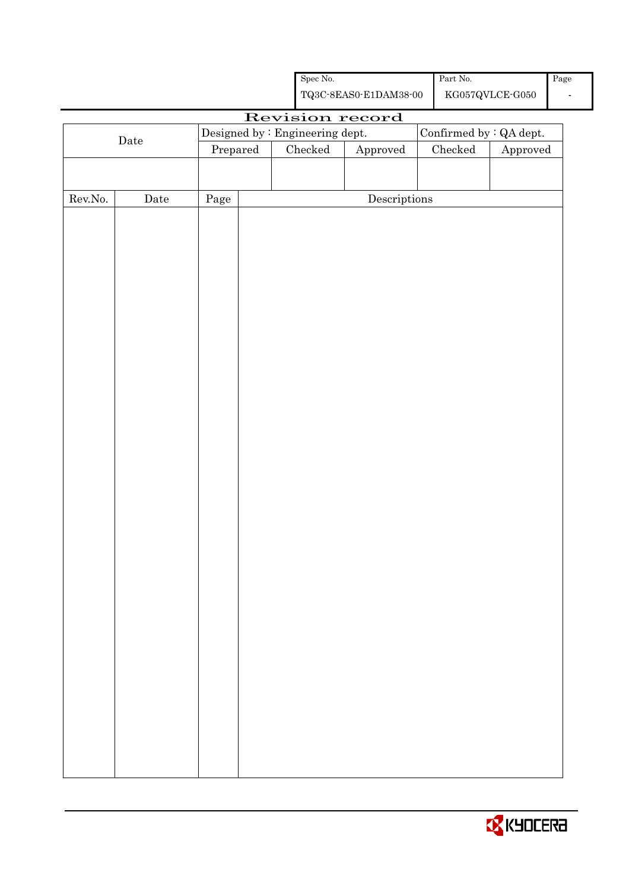| Spec No. | Part No. | Page |
|---|---|---|
| TQ3C-8EAS0-E1DAM38-00 | KG057QVLCE-G050 | - |

# Revision record

| Date | Designed by : Engineering dept. | | | Confirmed by : QA dept. | |
|---|---|---|---|---|---|
| | Prepared | Checked | Approved | Checked | Approved |
| | | | | | |

| Rev.No. | Date | Page | Descriptions |
|---|---|---|---|
| | | | |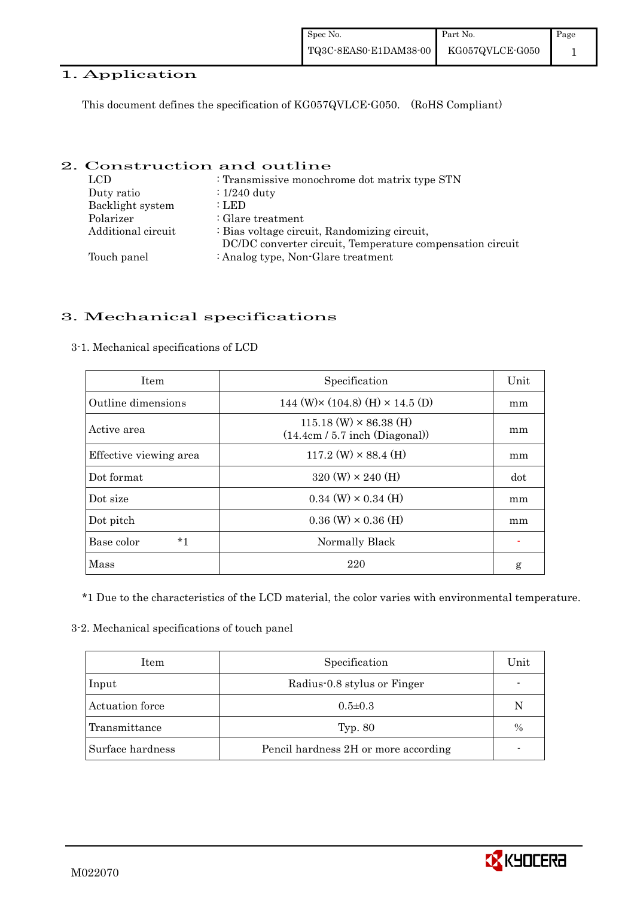# 1. Application

This document defines the specification of KG057QVLCE-G050. (RoHS Compliant)

# 2. Construction and outline

| | |
|---|---|
| LCD | : Transmissive monochrome dot matrix type STN |
| Duty ratio | : 1/240 duty |
| Backlight system | : LED |
| Polarizer | : Glare treatment |
| Additional circuit | : Bias voltage circuit, Randomizing circuit, DC/DC converter circuit, Temperature compensation circuit |
| Touch panel | : Analog type, Non-Glare treatment |

# 3. Mechanical specifications

3-1. Mechanical specifications of LCD

| Item | Specification | Unit |
|---|---|---|
| Outline dimensions | 144 (W)× (104.8) (H) × 14.5 (D) | mm |
| Active area | 115.18 (W) × 86.38 (H) (14.4cm / 5.7 inch (Diagonal)) | mm |
| Effective viewing area | 117.2 (W) × 88.4 (H) | mm |
| Dot format | 320 (W) × 240 (H) | dot |
| Dot size | 0.34 (W) × 0.34 (H) | mm |
| Dot pitch | 0.36 (W) × 0.36 (H) | mm |
| Base color *1 | Normally Black | - |
| Mass | 220 | g |

*1 Due to the characteristics of the LCD material, the color varies with environmental temperature.

3-2. Mechanical specifications of touch panel

| Item | Specification | Unit |
|---|---|---|
| Input | Radius-0.8 stylus or Finger | - |
| Actuation force | 0.5±0.3 | N |
| Transmittance | Typ. 80 | % |
| Surface hardness | Pencil hardness 2H or more according | - |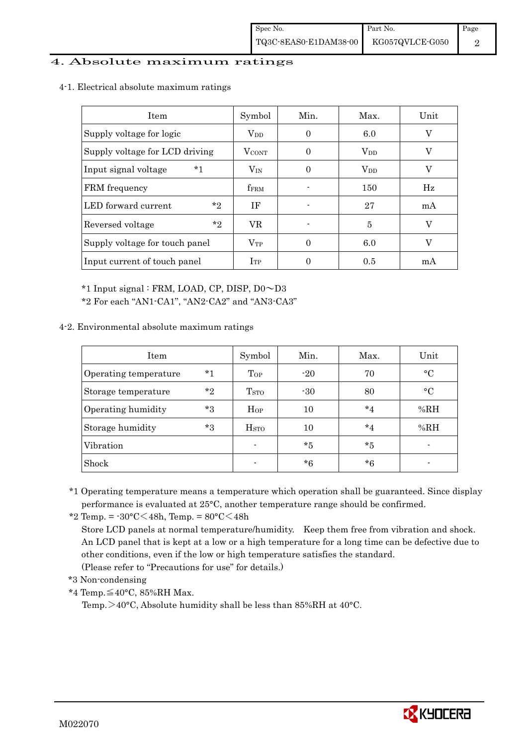# 4. Absolute maximum ratings

## 4-1. Electrical absolute maximum ratings

| Item | Symbol | Min. | Max. | Unit |
|---|---|---|---|---|
| Supply voltage for logic | $V_{DD}$ | 0 | 6.0 | V |
| Supply voltage for LCD driving | $V_{CONT}$ | 0 | $V_{DD}$ | V |
| Input signal voltage *1 | $V_{IN}$ | 0 | $V_{DD}$ | V |
| FRM frequency | $f_{FRM}$ | - | 150 | Hz |
| LED forward current *2 | IF | - | 27 | mA |
| Reversed voltage *2 | VR | - | 5 | V |
| Supply voltage for touch panel | $V_{TP}$ | 0 | 6.0 | V |
| Input current of touch panel | $I_{TP}$ | 0 | 0.5 | mA |

*1 Input signal : FRM, LOAD, CP, DISP, D0～D3

*2 For each "AN1-CA1", "AN2-CA2" and "AN3-CA3"

## 4-2. Environmental absolute maximum ratings

| Item | Symbol | Min. | Max. | Unit |
|---|---|---|---|---|
| Operating temperature *1 | $T_{OP}$ | -20 | 70 | °C |
| Storage temperature *2 | $T_{STO}$ | -30 | 80 | °C |
| Operating humidity *3 | $H_{OP}$ | 10 | *4 | %RH |
| Storage humidity *3 | $H_{STO}$ | 10 | *4 | %RH |
| Vibration | - | *5 | *5 | - |
| Shock | - | *6 | *6 | - |

*1 Operating temperature means a temperature which operation shall be guaranteed. Since display performance is evaluated at 25°C, another temperature range should be confirmed.

*2 Temp. = -30°C＜48h, Temp. = 80°C＜48h

Store LCD panels at normal temperature/humidity. Keep them free from vibration and shock. An LCD panel that is kept at a low or a high temperature for a long time can be defective due to other conditions, even if the low or high temperature satisfies the standard. (Please refer to "Precautions for use" for details.)

*3 Non-condensing

*4 Temp.≦40°C, 85%RH Max.

Temp.＞40°C, Absolute humidity shall be less than 85%RH at 40°C.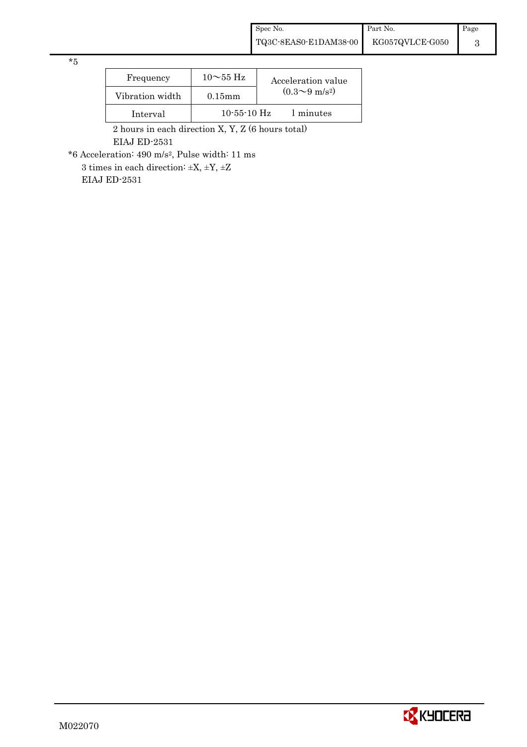*5

| Frequency | 10～55 Hz | Acceleration value (0.3～9 $m/s^2$) |
|---|---|---|
| Vibration width | 0.15mm | |
| Interval | 10-55-10 Hz | 1 minutes |

2 hours in each direction X, Y, Z (6 hours total)
EIAJ ED-2531

*6 Acceleration: 490 $m/s^2$, Pulse width: 11 ms
3 times in each direction: ±X, ±Y, ±Z
EIAJ ED-2531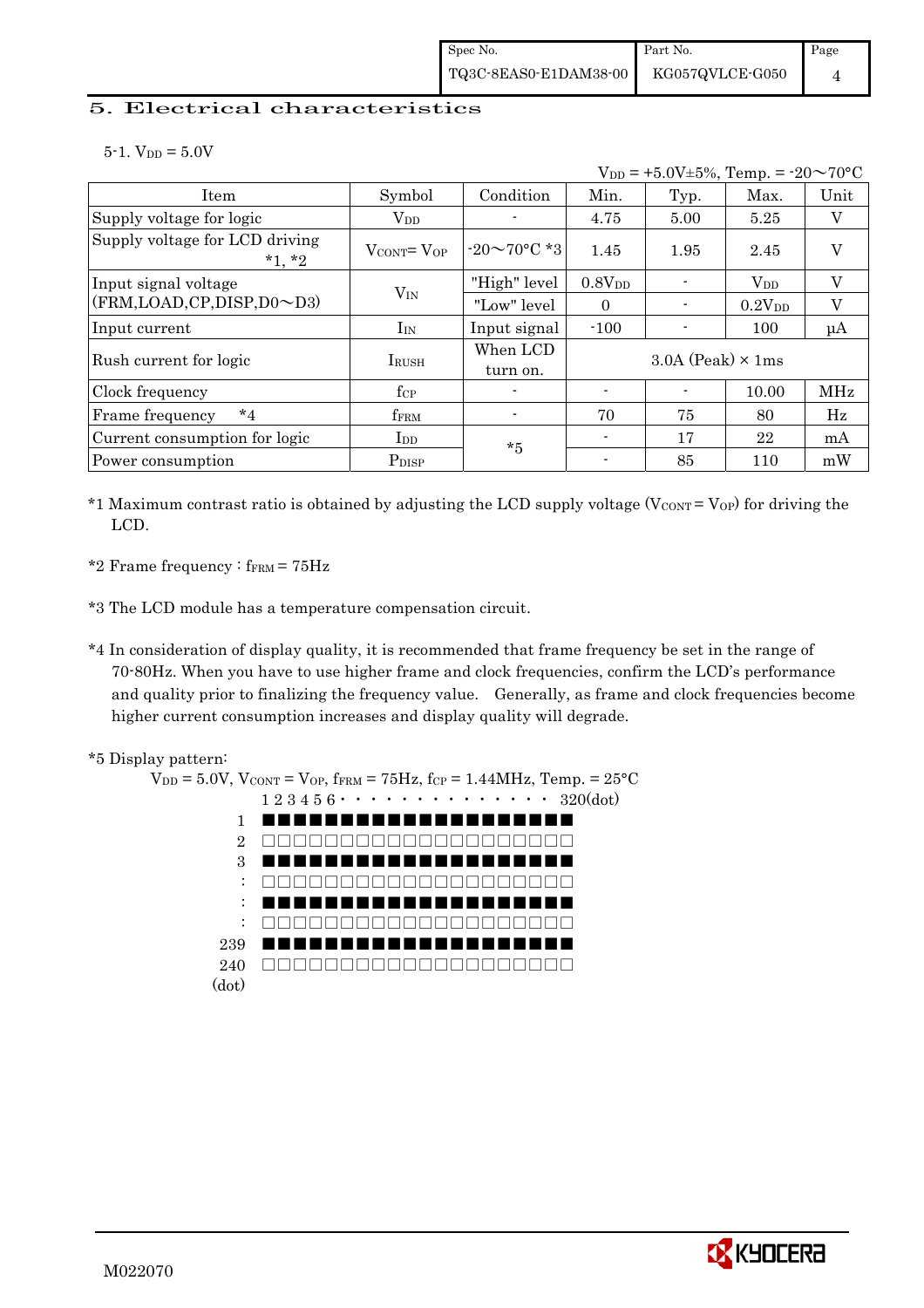# 5. Electrical characteristics

5-1. $V_{DD} = 5.0V$

$V_{DD} = +5.0V \pm 5\%$, Temp. = -20～70°C

| Item | Symbol | Condition | Min. | Typ. | Max. | Unit |
|---|---|---|---|---|---|---|
| Supply voltage for logic | $V_{DD}$ | - | 4.75 | 5.00 | 5.25 | V |
| Supply voltage for LCD driving *1, *2 | $V_{CONT} = V_{OP}$ | -20～70°C *3 | 1.45 | 1.95 | 2.45 | V |
| Input signal voltage (FRM,LOAD,CP,DISP,D0～D3) | $V_{IN}$ | "High" level | $0.8V_{DD}$ | - | $V_{DD}$ | V |
| | | "Low" level | 0 | - | $0.2V_{DD}$ | V |
| Input current | $I_{IN}$ | Input signal | -100 | - | 100 | μA |
| Rush current for logic | $I_{RUSH}$ | When LCD turn on. | 3.0A (Peak) × 1ms | | | |
| Clock frequency | $f_{CP}$ | - | - | - | 10.00 | MHz |
| Frame frequency *4 | $f_{FRM}$ | - | 70 | 75 | 80 | Hz |
| Current consumption for logic | $I_{DD}$ | *5 | - | 17 | 22 | mA |
| Power consumption | $P_{DISP}$ | | - | 85 | 110 | mW |

*1 Maximum contrast ratio is obtained by adjusting the LCD supply voltage ($V_{CONT} = V_{OP}$) for driving the LCD.

*2 Frame frequency : $f_{FRM} = 75Hz$

*3 The LCD module has a temperature compensation circuit.

*4 In consideration of display quality, it is recommended that frame frequency be set in the range of 70-80Hz. When you have to use higher frame and clock frequencies, confirm the LCD's performance and quality prior to finalizing the frequency value. Generally, as frame and clock frequencies become higher current consumption increases and display quality will degrade.

*5 Display pattern:

$V_{DD} = 5.0V$, $V_{CONT} = V_{OP}$, $f_{FRM} = 75Hz$, $f_{CP} = 1.44MHz$, Temp. = 25°C

```
       1 2 3 4 5 6 · · · · · · · · · · · · · ·  320(dot)
  1    ■■■■■■■■■■■■■■■■■■■■■
  2    □□□□□□□□□□□□□□□□□□□□□
  3    ■■■■■■■■■■■■■■■■■■■■■
  :    □□□□□□□□□□□□□□□□□□□□□
  :    ■■■■■■■■■■■■■■■■■■■■■
  :    □□□□□□□□□□□□□□□□□□□□□
239    ■■■■■■■■■■■■■■■■■■■■■
240    □□□□□□□□□□□□□□□□□□□□□
(dot)
```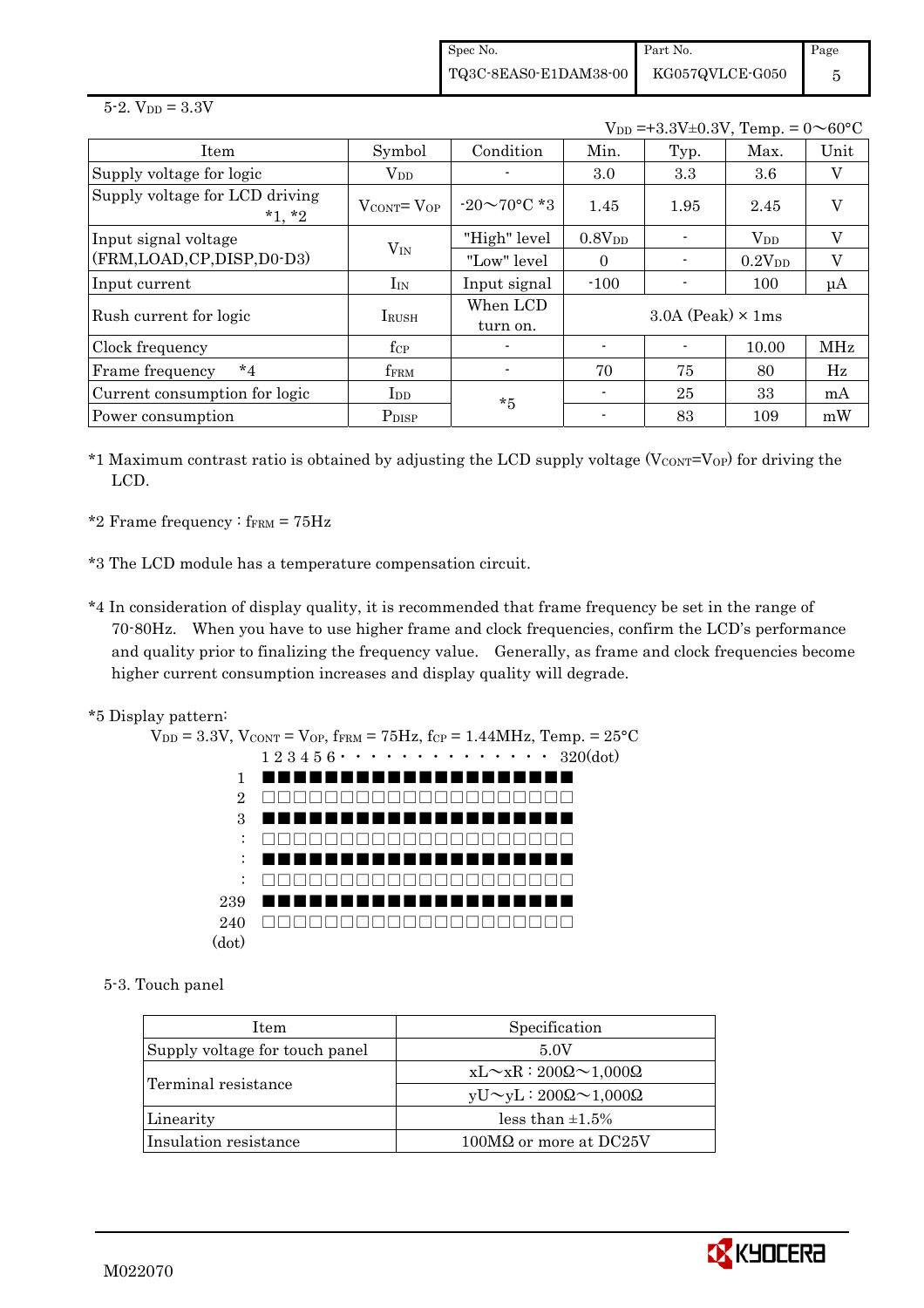5-2. $V_{DD}$ = 3.3V

$V_{DD}$ =+3.3V±0.3V, Temp. = 0～60°C

| Item | Symbol | Condition | Min. | Typ. | Max. | Unit |
|---|---|---|---|---|---|---|
| Supply voltage for logic | $V_{DD}$ | - | 3.0 | 3.3 | 3.6 | V |
| Supply voltage for LCD driving *1, *2 | $V_{CONT}$= $V_{OP}$ | -20～70°C *3 | 1.45 | 1.95 | 2.45 | V |
| Input signal voltage (FRM,LOAD,CP,DISP,D0-D3) | $V_{IN}$ | "High" level | $0.8V_{DD}$ | - | $V_{DD}$ | V |
| | | "Low" level | 0 | - | $0.2V_{DD}$ | V |
| Input current | $I_{IN}$ | Input signal | -100 | - | 100 | μA |
| Rush current for logic | $I_{RUSH}$ | When LCD turn on. | 3.0A (Peak) × 1ms | | | |
| Clock frequency | $f_{CP}$ | - | - | - | 10.00 | MHz |
| Frame frequency *4 | $f_{FRM}$ | - | 70 | 75 | 80 | Hz |
| Current consumption for logic | $I_{DD}$ | *5 | - | 25 | 33 | mA |
| Power consumption | $P_{DISP}$ | | - | 83 | 109 | mW |

*1 Maximum contrast ratio is obtained by adjusting the LCD supply voltage ($V_{CONT}$=$V_{OP}$) for driving the LCD.

*2 Frame frequency : $f_{FRM}$ = 75Hz

*3 The LCD module has a temperature compensation circuit.

*4 In consideration of display quality, it is recommended that frame frequency be set in the range of 70-80Hz. When you have to use higher frame and clock frequencies, confirm the LCD's performance and quality prior to finalizing the frequency value. Generally, as frame and clock frequencies become higher current consumption increases and display quality will degrade.

*5 Display pattern:

$V_{DD}$ = 3.3V, $V_{CONT}$ = $V_{OP}$, $f_{FRM}$ = 75Hz, $f_{CP}$ = 1.44MHz, Temp. = 25°C

```
      1 2 3 4 5 6 · · · · · · · · · · · · · · 320(dot)
  1   ■■■■■■■■■■■■■■■■■■■■
  2   □□□□□□□□□□□□□□□□□□□□
  3   ■■■■■■■■■■■■■■■■■■■■
  :   □□□□□□□□□□□□□□□□□□□□
  :   ■■■■■■■■■■■■■■■■■■■■
  :   □□□□□□□□□□□□□□□□□□□□
239   ■■■■■■■■■■■■■■■■■■■■
240   □□□□□□□□□□□□□□□□□□□□
(dot)
```

5-3. Touch panel

| Item | Specification |
|---|---|
| Supply voltage for touch panel | 5.0V |
| Terminal resistance | xL～xR : 200Ω～1,000Ω |
| | yU～yL : 200Ω～1,000Ω |
| Linearity | less than ±1.5% |
| Insulation resistance | 100MΩ or more at DC25V |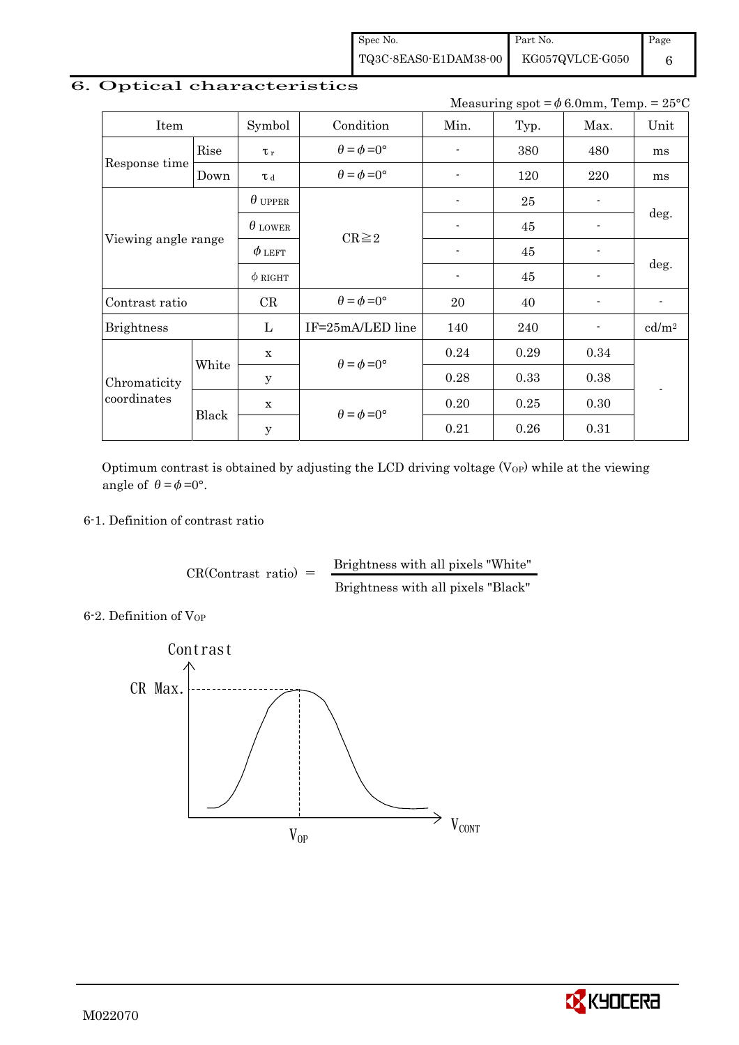## 6. Optical characteristics

Measuring spot = $\phi$ 6.0mm, Temp. = 25°C

| Item | | Symbol | Condition | Min. | Typ. | Max. | Unit |
|---|---|---|---|---|---|---|---|
| Response time | Rise | $\tau_r$ | $\theta=\phi=0°$ | - | 380 | 480 | ms |
| | Down | $\tau_d$ | $\theta=\phi=0°$ | - | 120 | 220 | ms |
| Viewing angle range | | $\theta_{UPPER}$ | CR≧2 | - | 25 | - | deg. |
| | | $\theta_{LOWER}$ | | - | 45 | - | |
| | | $\phi_{LEFT}$ | | - | 45 | - | deg. |
| | | $\phi_{RIGHT}$ | | - | 45 | - | |
| Contrast ratio | | CR | $\theta=\phi=0°$ | 20 | 40 | - | - |
| Brightness | | L | IF=25mA/LED line | 140 | 240 | - | cd/m² |
| Chromaticity coordinates | White | x | $\theta=\phi=0°$ | 0.24 | 0.29 | 0.34 | - |
| | | y | | 0.28 | 0.33 | 0.38 | |
| | Black | x | $\theta=\phi=0°$ | 0.20 | 0.25 | 0.30 | |
| | | y | | 0.21 | 0.26 | 0.31 | |

Optimum contrast is obtained by adjusting the LCD driving voltage ($V_{OP}$) while at the viewing angle of $\theta=\phi=0°$.

### 6-1. Definition of contrast ratio

$$\text{CR(Contrast ratio)} = \frac{\text{Brightness with all pixels "White"}}{\text{Brightness with all pixels "Black"}}$$

### 6-2. Definition of $V_{OP}$

Contrast

CR Max.

$V_{OP}$

$V_{CONT}$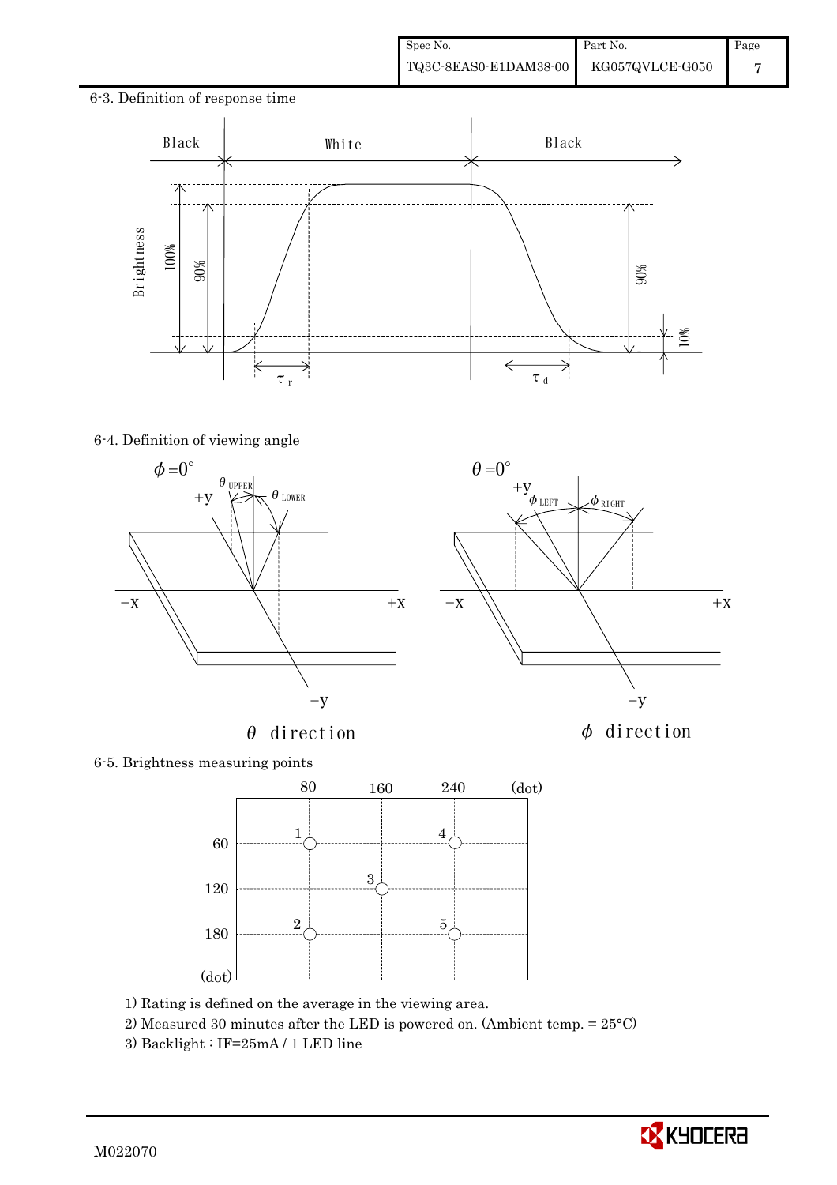6-3. Definition of response time

6-4. Definition of viewing angle

6-5. Brightness measuring points

1) Rating is defined on the average in the viewing area.

2) Measured 30 minutes after the LED is powered on. (Ambient temp. = 25°C)

3) Backlight : IF=25mA / 1 LED line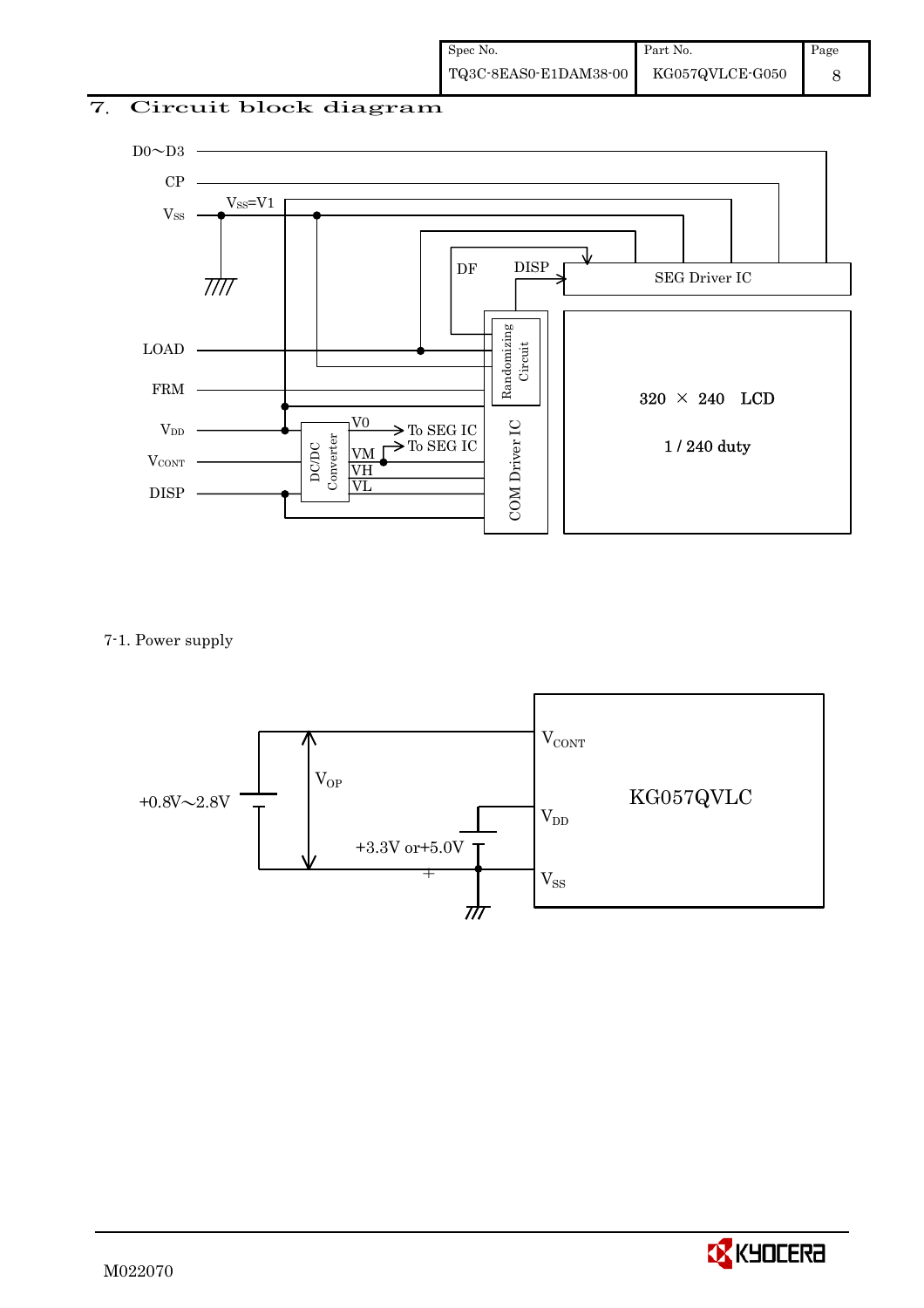# 7. Circuit block diagram

D0∼D3

CP

$V_{SS}$  $V_{SS}$=V1

DF  DISP

SEG Driver IC

LOAD

Randomizing Circuit

FRM

320 × 240 LCD

1 / 240 duty

$V_{DD}$

V0 → To SEG IC

VM → To SEG IC

$V_{CONT}$  DC/DC Converter  VH

VL

DISP

COM Driver IC

7-1. Power supply

+0.8V∼2.8V  $V_{OP}$

$V_{CONT}$

KG057QVLC

+3.3V or+5.0V  $V_{DD}$

$V_{SS}$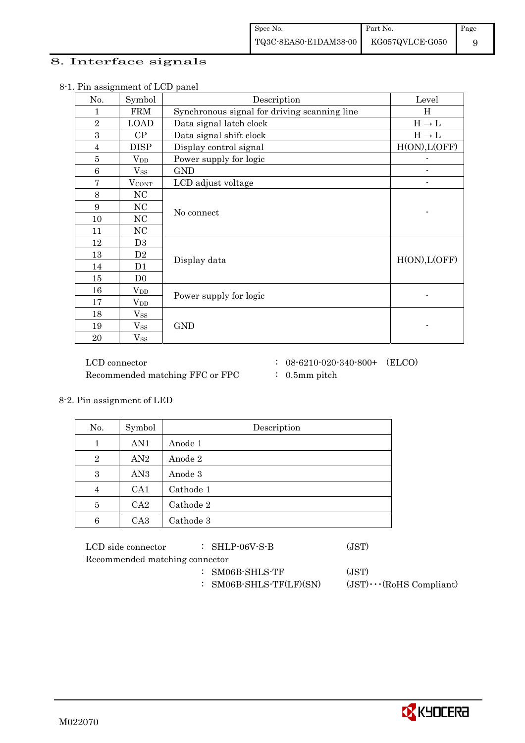# 8. Interface signals

8-1. Pin assignment of LCD panel

| No. | Symbol | Description | Level |
|---|---|---|---|
| 1 | FRM | Synchronous signal for driving scanning line | H |
| 2 | LOAD | Data signal latch clock | H → L |
| 3 | CP | Data signal shift clock | H → L |
| 4 | DISP | Display control signal | H(ON),L(OFF) |
| 5 | $V_{DD}$ | Power supply for logic | - |
| 6 | $V_{SS}$ | GND | - |
| 7 | $V_{CONT}$ | LCD adjust voltage | - |
| 8 | NC | No connect | - |
| 9 | NC | | |
| 10 | NC | | |
| 11 | NC | | |
| 12 | D3 | Display data | H(ON),L(OFF) |
| 13 | D2 | | |
| 14 | D1 | | |
| 15 | D0 | | |
| 16 | $V_{DD}$ | Power supply for logic | - |
| 17 | $V_{DD}$ | | |
| 18 | $V_{SS}$ | GND | - |
| 19 | $V_{SS}$ | | |
| 20 | $V_{SS}$ | | |

LCD connector : 08-6210-020-340-800+ (ELCO)
Recommended matching FFC or FPC : 0.5mm pitch

8-2. Pin assignment of LED

| No. | Symbol | Description |
|---|---|---|
| 1 | AN1 | Anode 1 |
| 2 | AN2 | Anode 2 |
| 3 | AN3 | Anode 3 |
| 4 | CA1 | Cathode 1 |
| 5 | CA2 | Cathode 2 |
| 6 | CA3 | Cathode 3 |

LCD side connector : SHLP-06V-S-B (JST)
Recommended matching connector
: SM06B-SHLS-TF (JST)
: SM06B-SHLS-TF(LF)(SN) (JST)･･･(RoHS Compliant)

M022070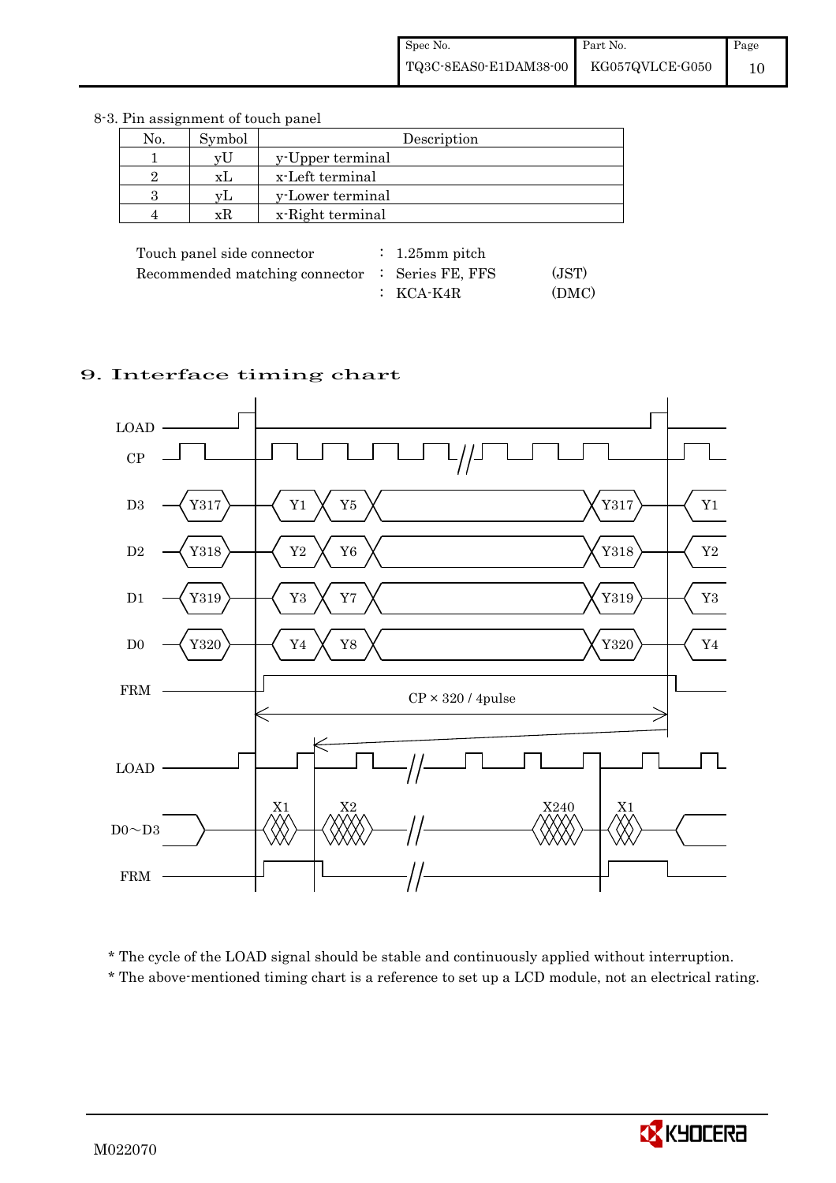8-3. Pin assignment of touch panel

| No. | Symbol | Description |
|---|---|---|
| 1 | yU | y-Upper terminal |
| 2 | xL | x-Left terminal |
| 3 | yL | y-Lower terminal |
| 4 | xR | x-Right terminal |

Touch panel side connector : 1.25mm pitch
Recommended matching connector : Series FE, FFS (JST)
: KCA-K4R (DMC)

## 9. Interface timing chart

LOAD
CP
D3 Y317 Y1 Y5 Y317 Y1
D2 Y318 Y2 Y6 Y318 Y2
D1 Y319 Y3 Y7 Y319 Y3
D0 Y320 Y4 Y8 Y320 Y4
FRM
CP × 320 / 4pulse

LOAD
D0～D3 X1 X2 X240 X1
FRM

\* The cycle of the LOAD signal should be stable and continuously applied without interruption.
\* The above-mentioned timing chart is a reference to set up a LCD module, not an electrical rating.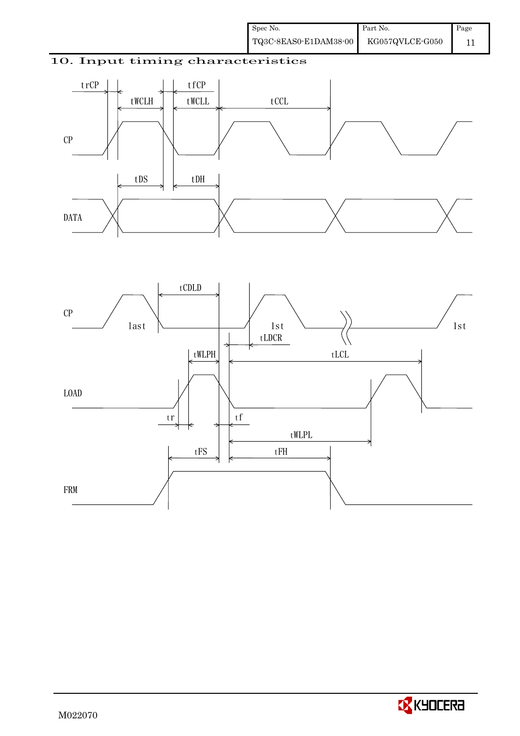## 10. Input timing characteristics

CP

DATA

trCP tfCP tWCLH tWCLL tCCL tDS tDH

CP

LOAD

FRM

tCDLD last 1st tLDCR 1st tWLPH tLCL tr tf tWLPL tFS tFH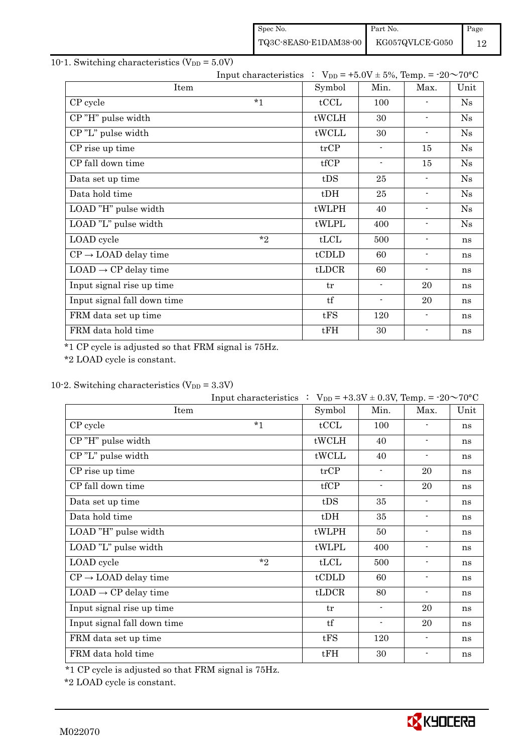10-1. Switching characteristics ($V_{DD}$ = 5.0V)

Input characteristics ： $V_{DD}$ = +5.0V ± 5%, Temp. = -20～70°C

| Item | | Symbol | Min. | Max. | Unit |
|---|---|---|---|---|---|
| CP cycle | *1 | tCCL | 100 | - | Ns |
| CP "H" pulse width | | tWCLH | 30 | - | Ns |
| CP "L" pulse width | | tWCLL | 30 | - | Ns |
| CP rise up time | | trCP | - | 15 | Ns |
| CP fall down time | | tfCP | - | 15 | Ns |
| Data set up time | | tDS | 25 | - | Ns |
| Data hold time | | tDH | 25 | - | Ns |
| LOAD "H" pulse width | | tWLPH | 40 | - | Ns |
| LOAD "L" pulse width | | tWLPL | 400 | - | Ns |
| LOAD cycle | *2 | tLCL | 500 | - | ns |
| CP → LOAD delay time | | tCDLD | 60 | - | ns |
| LOAD → CP delay time | | tLDCR | 60 | - | ns |
| Input signal rise up time | | tr | - | 20 | ns |
| Input signal fall down time | | tf | - | 20 | ns |
| FRM data set up time | | tFS | 120 | - | ns |
| FRM data hold time | | tFH | 30 | - | ns |

*1 CP cycle is adjusted so that FRM signal is 75Hz.

*2 LOAD cycle is constant.

10-2. Switching characteristics ($V_{DD}$ = 3.3V)

Input characteristics ： $V_{DD}$ = +3.3V ± 0.3V, Temp. = -20～70°C

| Item | | Symbol | Min. | Max. | Unit |
|---|---|---|---|---|---|
| CP cycle | *1 | tCCL | 100 | - | ns |
| CP "H" pulse width | | tWCLH | 40 | - | ns |
| CP "L" pulse width | | tWCLL | 40 | - | ns |
| CP rise up time | | trCP | - | 20 | ns |
| CP fall down time | | tfCP | - | 20 | ns |
| Data set up time | | tDS | 35 | - | ns |
| Data hold time | | tDH | 35 | - | ns |
| LOAD "H" pulse width | | tWLPH | 50 | - | ns |
| LOAD "L" pulse width | | tWLPL | 400 | - | ns |
| LOAD cycle | *2 | tLCL | 500 | - | ns |
| CP → LOAD delay time | | tCDLD | 60 | - | ns |
| LOAD → CP delay time | | tLDCR | 80 | - | ns |
| Input signal rise up time | | tr | - | 20 | ns |
| Input signal fall down time | | tf | - | 20 | ns |
| FRM data set up time | | tFS | 120 | - | ns |
| FRM data hold time | | tFH | 30 | - | ns |

*1 CP cycle is adjusted so that FRM signal is 75Hz.

*2 LOAD cycle is constant.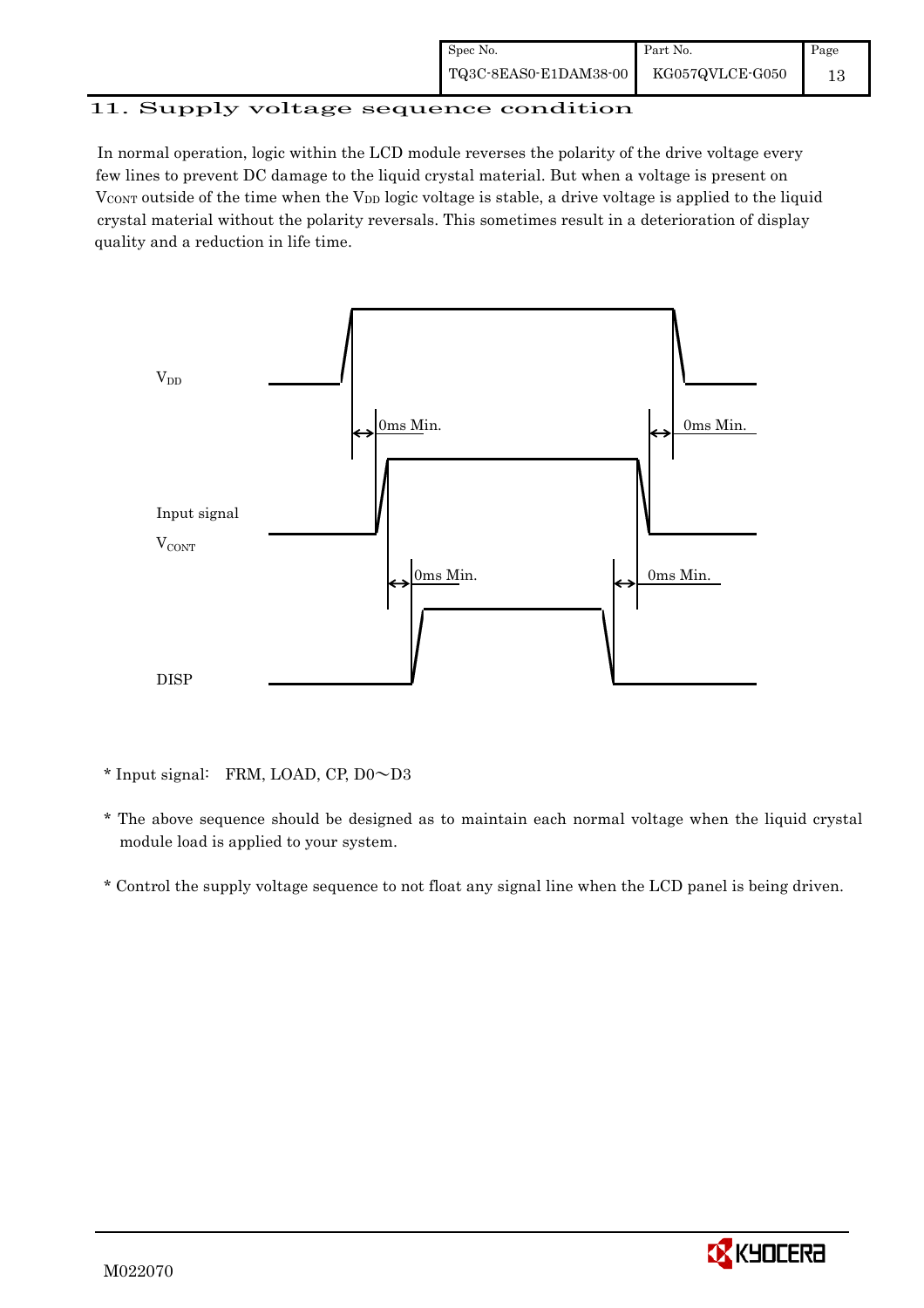## 11. Supply voltage sequence condition

In normal operation, logic within the LCD module reverses the polarity of the drive voltage every few lines to prevent DC damage to the liquid crystal material. But when a voltage is present on $V_{CONT}$ outside of the time when the $V_{DD}$ logic voltage is stable, a drive voltage is applied to the liquid crystal material without the polarity reversals. This sometimes result in a deterioration of display quality and a reduction in life time.

$V_{DD}$

0ms Min. 0ms Min.

Input signal

$V_{CONT}$

0ms Min. 0ms Min.

DISP

* Input signal: FRM, LOAD, CP, D0～D3

* The above sequence should be designed as to maintain each normal voltage when the liquid crystal module load is applied to your system.

* Control the supply voltage sequence to not float any signal line when the LCD panel is being driven.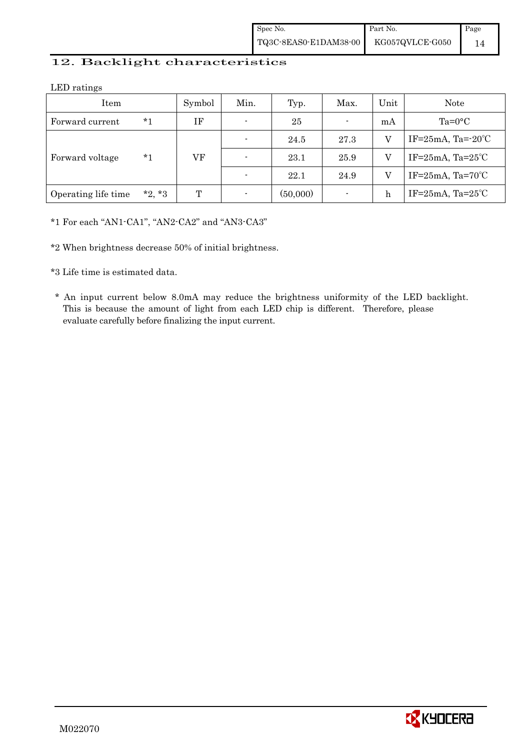## 12. Backlight characteristics

LED ratings

| Item | | Symbol | Min. | Typ. | Max. | Unit | Note |
|---|---|---|---|---|---|---|---|
| Forward current | *1 | IF | - | 25 | - | mA | Ta=0°C |
| Forward voltage | *1 | VF | - | 24.5 | 27.3 | V | IF=25mA, Ta=-20℃ |
| | | | - | 23.1 | 25.9 | V | IF=25mA, Ta=25℃ |
| | | | - | 22.1 | 24.9 | V | IF=25mA, Ta=70℃ |
| Operating life time | *2, *3 | T | - | (50,000) | - | h | IF=25mA, Ta=25℃ |

*1 For each "AN1-CA1", "AN2-CA2" and "AN3-CA3"

*2 When brightness decrease 50% of initial brightness.

*3 Life time is estimated data.

* An input current below 8.0mA may reduce the brightness uniformity of the LED backlight. This is because the amount of light from each LED chip is different. Therefore, please evaluate carefully before finalizing the input current.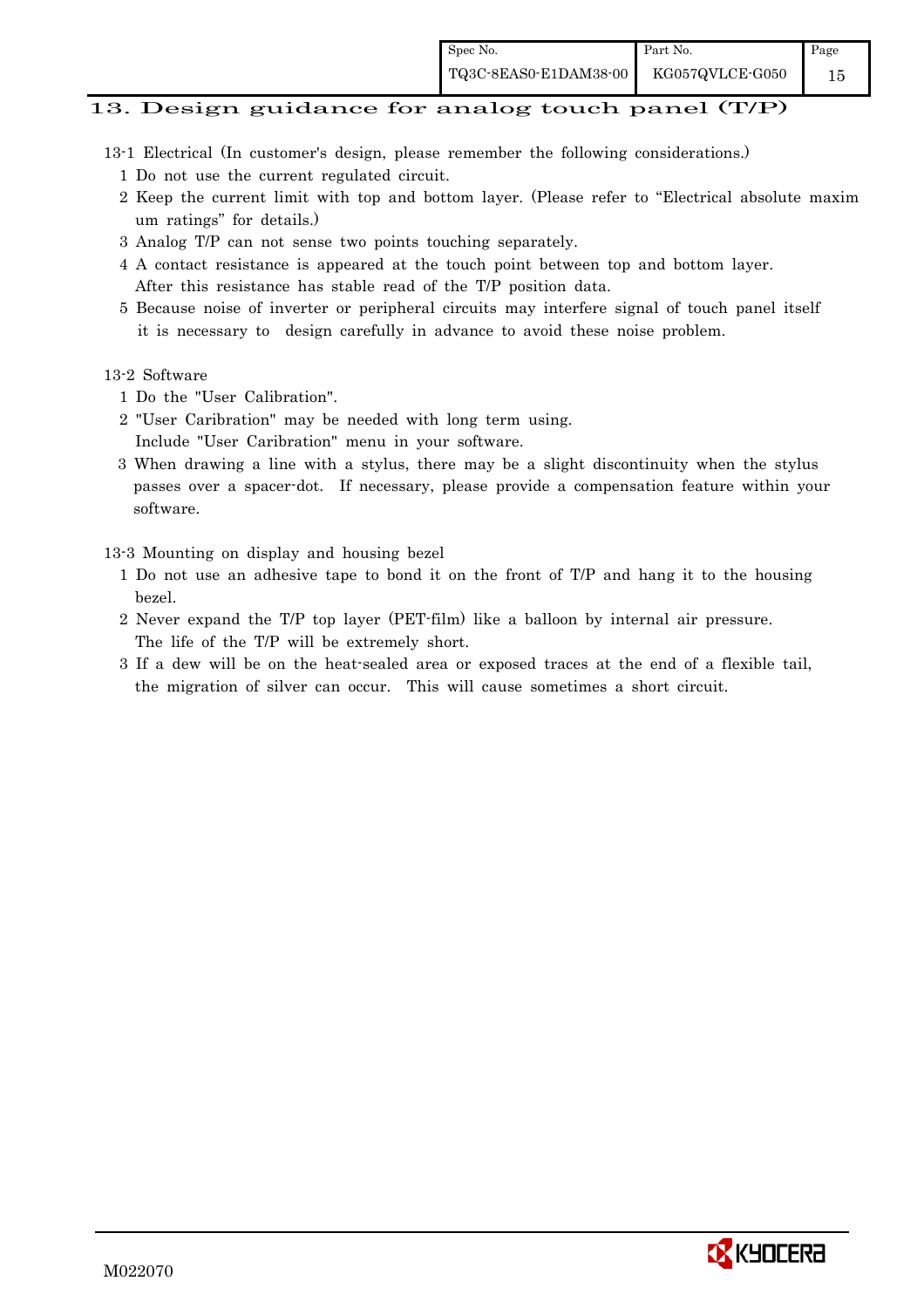## 13. Design guidance for analog touch panel (T/P)

13-1 Electrical (In customer's design, please remember the following considerations.)

1 Do not use the current regulated circuit.

2 Keep the current limit with top and bottom layer. (Please refer to "Electrical absolute maximum ratings" for details.)

3 Analog T/P can not sense two points touching separately.

4 A contact resistance is appeared at the touch point between top and bottom layer. After this resistance has stable read of the T/P position data.

5 Because noise of inverter or peripheral circuits may interfere signal of touch panel itself it is necessary to design carefully in advance to avoid these noise problem.

13-2 Software

1 Do the "User Calibration".

2 "User Caribration" may be needed with long term using. Include "User Caribration" menu in your software.

3 When drawing a line with a stylus, there may be a slight discontinuity when the stylus passes over a spacer-dot. If necessary, please provide a compensation feature within your software.

13-3 Mounting on display and housing bezel

1 Do not use an adhesive tape to bond it on the front of T/P and hang it to the housing bezel.

2 Never expand the T/P top layer (PET-film) like a balloon by internal air pressure. The life of the T/P will be extremely short.

3 If a dew will be on the heat-sealed area or exposed traces at the end of a flexible tail, the migration of silver can occur. This will cause sometimes a short circuit.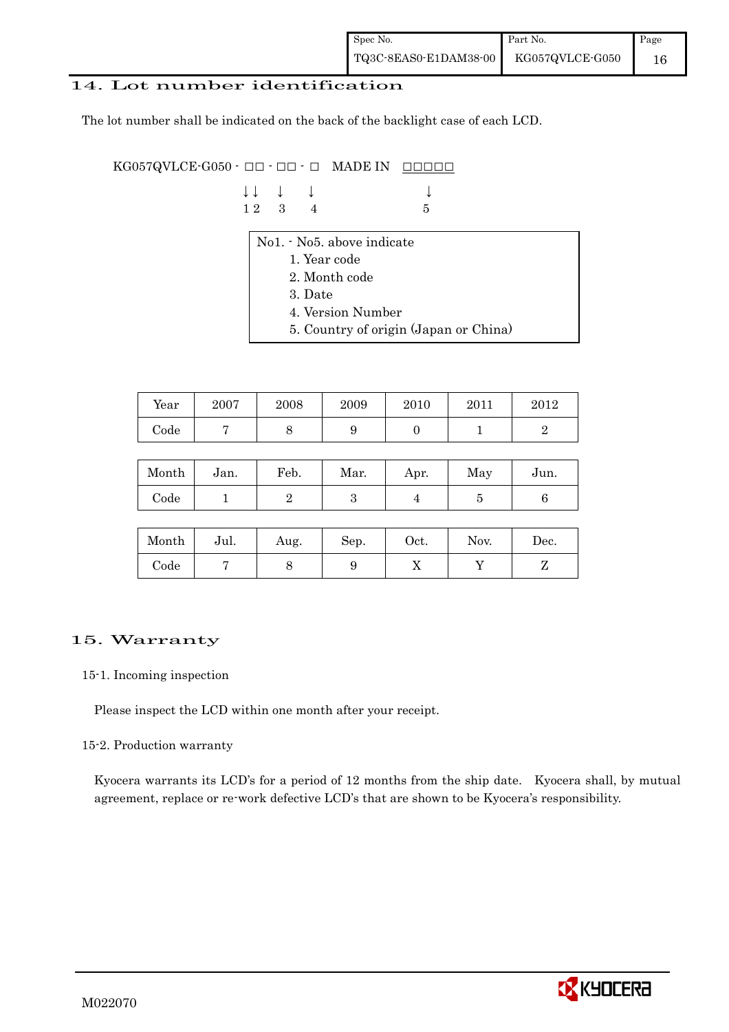## 14. Lot number identification

The lot number shall be indicated on the back of the backlight case of each LCD.

```
KG057QVLCE-G050 - □□ - □□ - □   MADE IN   □□□□□
                  ↓↓   ↓    ↓               ↓
                  1 2  3    4               5
```

No1. - No5. above indicate
1. Year code
2. Month code
3. Date
4. Version Number
5. Country of origin (Japan or China)

| Year | 2007 | 2008 | 2009 | 2010 | 2011 | 2012 |
|---|---|---|---|---|---|---|
| Code | 7 | 8 | 9 | 0 | 1 | 2 |

| Month | Jan. | Feb. | Mar. | Apr. | May | Jun. |
|---|---|---|---|---|---|---|
| Code | 1 | 2 | 3 | 4 | 5 | 6 |

| Month | Jul. | Aug. | Sep. | Oct. | Nov. | Dec. |
|---|---|---|---|---|---|---|
| Code | 7 | 8 | 9 | X | Y | Z |

## 15. Warranty

### 15-1. Incoming inspection

Please inspect the LCD within one month after your receipt.

### 15-2. Production warranty

Kyocera warrants its LCD's for a period of 12 months from the ship date. Kyocera shall, by mutual agreement, replace or re-work defective LCD's that are shown to be Kyocera's responsibility.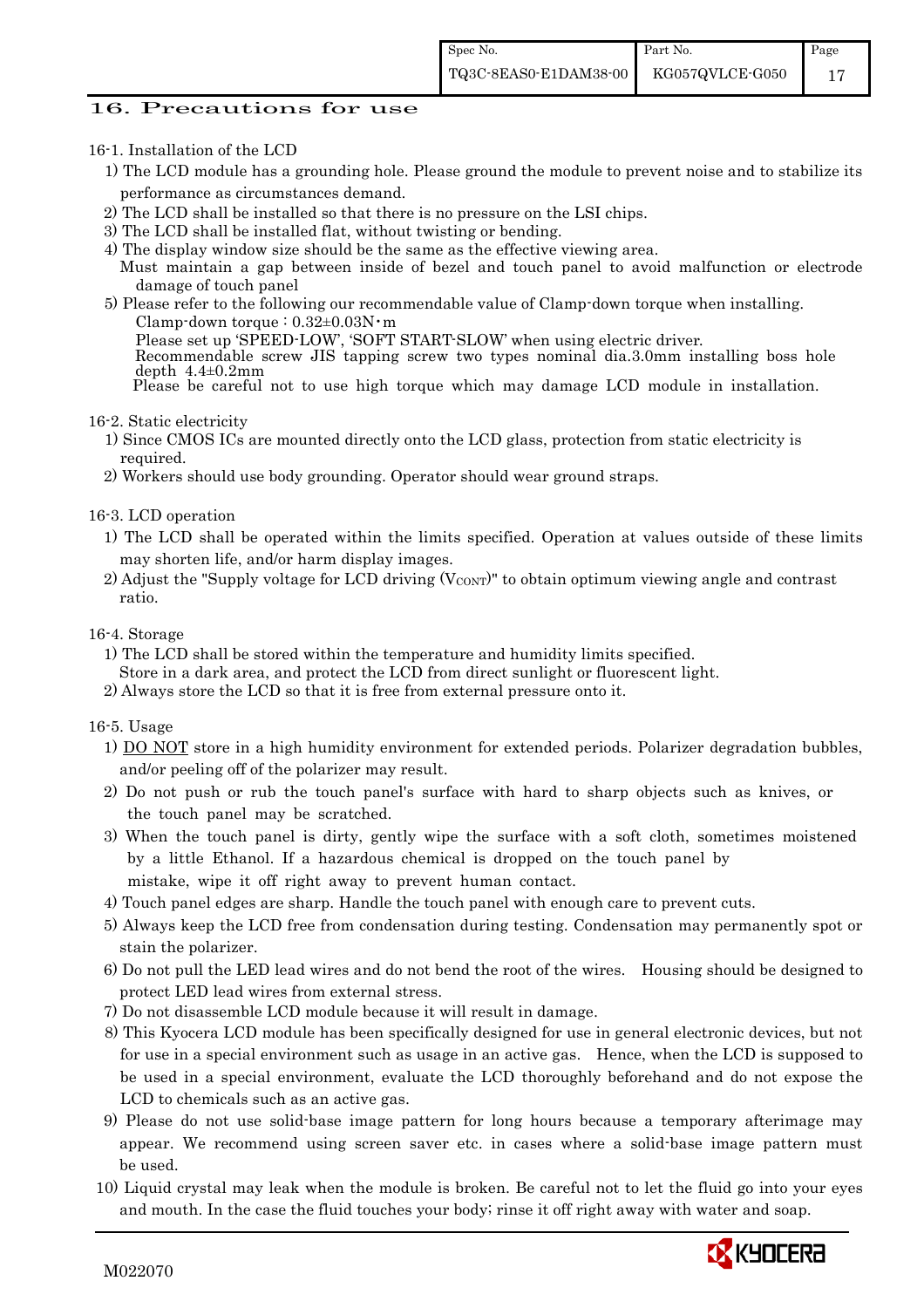## 16. Precautions for use

16-1. Installation of the LCD

1) The LCD module has a grounding hole. Please ground the module to prevent noise and to stabilize its performance as circumstances demand.
2) The LCD shall be installed so that there is no pressure on the LSI chips.
3) The LCD shall be installed flat, without twisting or bending.
4) The display window size should be the same as the effective viewing area.
   Must maintain a gap between inside of bezel and touch panel to avoid malfunction or electrode damage of touch panel
5) Please refer to the following our recommendable value of Clamp-down torque when installing.
   Clamp-down torque : 0.32±0.03N・m
   Please set up 'SPEED-LOW', 'SOFT START-SLOW' when using electric driver.
   Recommendable screw JIS tapping screw two types nominal dia.3.0mm installing boss hole depth 4.4±0.2mm
   Please be careful not to use high torque which may damage LCD module in installation.

16-2. Static electricity

1) Since CMOS ICs are mounted directly onto the LCD glass, protection from static electricity is required.
2) Workers should use body grounding. Operator should wear ground straps.

16-3. LCD operation

1) The LCD shall be operated within the limits specified. Operation at values outside of these limits may shorten life, and/or harm display images.
2) Adjust the "Supply voltage for LCD driving ($V_{CONT}$)" to obtain optimum viewing angle and contrast ratio.

16-4. Storage

1) The LCD shall be stored within the temperature and humidity limits specified.
   Store in a dark area, and protect the LCD from direct sunlight or fluorescent light.
2) Always store the LCD so that it is free from external pressure onto it.

16-5. Usage

1) DO NOT store in a high humidity environment for extended periods. Polarizer degradation bubbles, and/or peeling off of the polarizer may result.
2) Do not push or rub the touch panel's surface with hard to sharp objects such as knives, or the touch panel may be scratched.
3) When the touch panel is dirty, gently wipe the surface with a soft cloth, sometimes moistened by a little Ethanol. If a hazardous chemical is dropped on the touch panel by mistake, wipe it off right away to prevent human contact.
4) Touch panel edges are sharp. Handle the touch panel with enough care to prevent cuts.
5) Always keep the LCD free from condensation during testing. Condensation may permanently spot or stain the polarizer.
6) Do not pull the LED lead wires and do not bend the root of the wires. Housing should be designed to protect LED lead wires from external stress.
7) Do not disassemble LCD module because it will result in damage.
8) This Kyocera LCD module has been specifically designed for use in general electronic devices, but not for use in a special environment such as usage in an active gas. Hence, when the LCD is supposed to be used in a special environment, evaluate the LCD thoroughly beforehand and do not expose the LCD to chemicals such as an active gas.
9) Please do not use solid-base image pattern for long hours because a temporary afterimage may appear. We recommend using screen saver etc. in cases where a solid-base image pattern must be used.
10) Liquid crystal may leak when the module is broken. Be careful not to let the fluid go into your eyes and mouth. In the case the fluid touches your body; rinse it off right away with water and soap.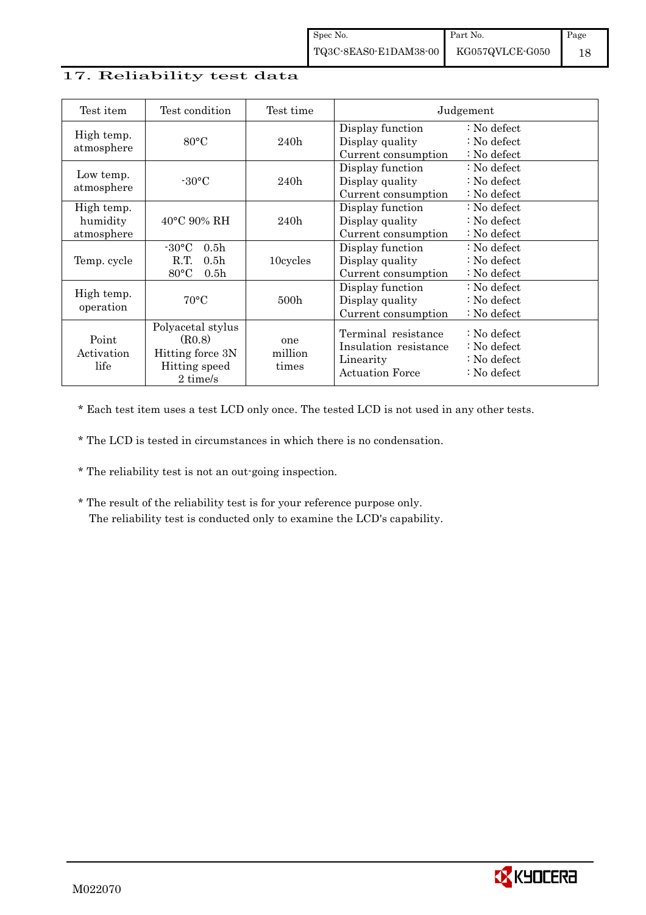## 17. Reliability test data

| Test item | Test condition | Test time | Judgement |
|---|---|---|---|
| High temp. atmosphere | 80°C | 240h | Display function : No defect<br>Display quality : No defect<br>Current consumption : No defect |
| Low temp. atmosphere | -30°C | 240h | Display function : No defect<br>Display quality : No defect<br>Current consumption : No defect |
| High temp. humidity atmosphere | 40°C 90% RH | 240h | Display function : No defect<br>Display quality : No defect<br>Current consumption : No defect |
| Temp. cycle | -30°C 0.5h<br>R.T. 0.5h<br>80°C 0.5h | 10cycles | Display function : No defect<br>Display quality : No defect<br>Current consumption : No defect |
| High temp. operation | 70°C | 500h | Display function : No defect<br>Display quality : No defect<br>Current consumption : No defect |
| Point Activation life | Polyacetal stylus (R0.8)<br>Hitting force 3N<br>Hitting speed 2 time/s | one million times | Terminal resistance : No defect<br>Insulation resistance : No defect<br>Linearity : No defect<br>Actuation Force : No defect |

* Each test item uses a test LCD only once. The tested LCD is not used in any other tests.

* The LCD is tested in circumstances in which there is no condensation.

* The reliability test is not an out-going inspection.

* The result of the reliability test is for your reference purpose only.
  The reliability test is conducted only to examine the LCD's capability.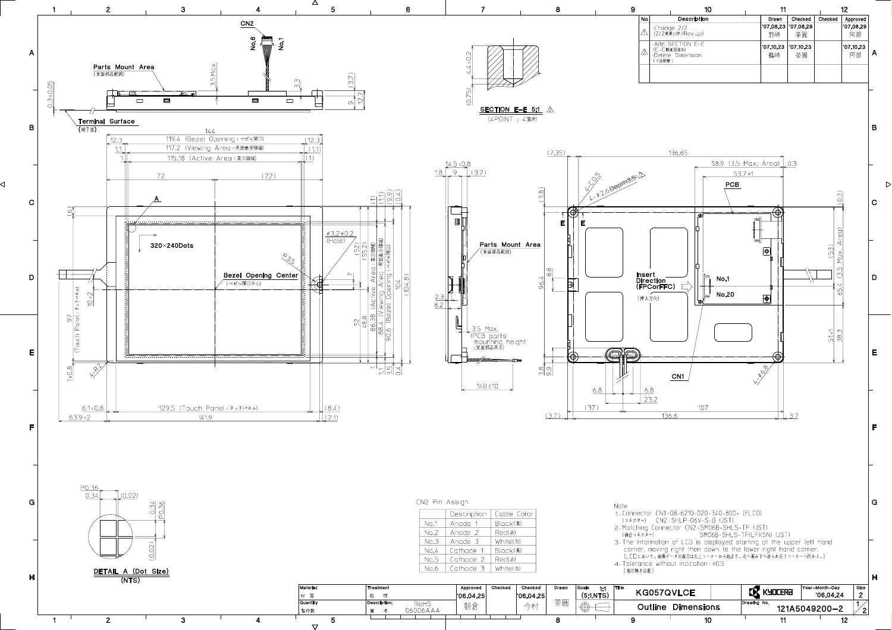| No | Description | Drawn | Checked | Checked | Approved |
|---|---|---|---|---|---|
| 1 | ・Change 2/2 (2/2変更に伴うRev.up) | '07,08,23 野崎 | '07,08,29 茶園 | | '07,08,29 阿部 |
| 2 | ・Add SECTION E-E (E-E断面図追加) ・Delete Dimension (寸法削除) | '07,10,23 鶴崎 | '07,10,23 茶園 | | '07,10,23 阿部 |

CN2 Pin Assign

| | Description | Cable Color |
|---|---|---|
| No.1 | Anode 1 | Black(黒) |
| No.2 | Anode 2 | Red(赤) |
| No.3 | Anode 3 | White(白) |
| No.4 | Cathode 1 | Black(黒) |
| No.5 | Cathode 2 | Red(赤) |
| No.6 | Cathode 3 | White(白) |

Note

1. Connector CN1:08-6210-020-340-800+ (ELCO)
   (コネクター) CN2:SHLP-06V-S-B (JST)
2. Matching Connector CN2:SM06B-SHLS-TF (JST)
   (適合コネクター) SM06B-SHLS-TF(LF)(SN) (JST)
3. The Information of LCD is displayed starting at the upper left hand corner, moving right then down to the lower right hand corner.
   (LCDにおいて、画像データの表示は左上コーナーから始まり、右へ進み下へ送られ右下コーナーへ向かう。)
4. Tolerance without indication : ±0.5
   (指示無き公差)

DETAIL A (Dot Size) (NTS)

SECTION E-E 5:1 (4POINT : 4箇所)

| Material 材質 | Treatment 処理 | Approved | Checked | Checked | Drawn | Scale 1:1 (5:1,NTS) | Title KG057QVLCE Outline Dimensions | KYOCERA | Year-Month-Day '06,04,24 | Size 2 |
|---|---|---|---|---|---|---|---|---|---|---|
| Quantity 製作数 | Description; 備考 RoHS 06006AAA | '06,04,25 朝倉 | | '06,04,25 今村 | 茶園 | | | Drawing No. 121A5049200-2 | | 1/2 |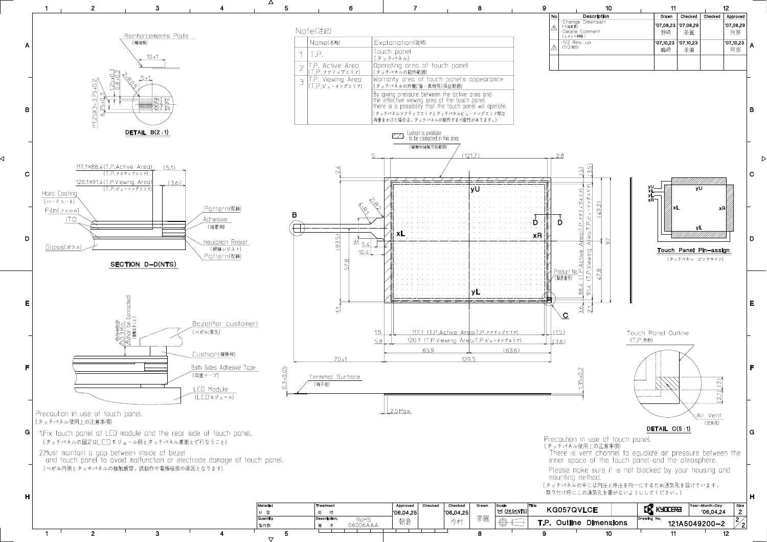| No | Description | Drawn | Checked | Checked | Approved |
|---|---|---|---|---|---|
| 1 | ·Change Dimension (寸法変更) ·Delete Comment (コメント削除) | '07,08,23 野崎 | '07,08,29 茶圓 | | '07,08,29 阿部 |
| 2 | ·1/2 Rev. up (1/2改訂) | '07,10,23 鶴崎 | '07,10,23 茶圓 | | '07,10,23 阿部 |

## Note(注記)

| | Name(名称) | Explanation(説明) |
|---|---|---|
| 1 | T.P. | Touch panel (タッチパネル) |
| 2 | T.P. Active Area (T.P.アクティブエリア) | Operating area of touch panel (タッチパネルの動作範囲) |
| 3 | T.P. Viewing Area (T.P.ビューイングエリア) | Warranty area of touch panel's appearance (タッチパネルの外観(傷・異物等)保証範囲) |
| | | By giving pressure between the active area and the effective viewing area of the touch panel, there is a possibility that the touch panel will operate. (タッチパネルアクティブエリアとタッチパネルビューイングエリア間は荷重をかけた場合は、タッチパネルが動作する可能性があります。) |

Cushion is available to be contacted in this area (緩衝材接触可能範囲)

Reinforcements Plate (補強板)

DETAIL B(2:1)

No.1 yU, No.2 xL, No.3 yL, No.4 xR

117.1×88.4 (T.P.Active Area) (T.P.アクティブエリア)

120.1×91.4 (T.P.Viewing Area) (T.P.ビューイングエリア)

Hard Coating (ハードコート), Film(フィルム), ITO, Glass(ガラス), Pattern(配線), Adhesive (接着剤), Insulation Resist (絶縁レジスト), Pattern(配線)

SECTION D-D(NTS)

Bezel(for customer) (ベゼル:客先)

Cushion(緩衝材)

Both Sides Adhesive Tape (両面テープ)

LCD Module (LCDモジュール)

Terminal Surface (端子面)

Product No. (製造番号)

Touch Panel Pin-assign (タッチパネル ピンアサイン)

Touch Panel Outline (T.P.外形)

Air Vent (空気孔)

DETAIL C(5:1)

Precaution in use of touch panel.
(タッチパネル使用上の注意事項)

1. Fix touch panel at LCD module and the rear side of touch panel.
(タッチパネルの固定はLCDモジュール側とタッチパネル裏面とで行なうこと)

2. Must maintain a gap between inside of bezel and touch panel to avoid malfunction or electrode damage of touch panel.
(ベゼル内側とタッチパネルの接触厳禁。誤動作や電極破損の原因となります)

Precaution in use of touch panel.
(タッチパネル使用上の注意事項)

There is vent channel to equalize air pressure between the inner space of the touch panel and the atmosphere.

Please make sure it is not blocked by your housing and mounting method.

(タッチパネルの中には内圧と外圧を均一にするため通気孔を設けています。取り付け時にこの通気孔を塞がないようにしてください。)

| Material 材質 | Treatment 処理 | Approved | Checked | Checked | Drawn | Scale | Title | | Year-Month-Day | Size |
|---|---|---|---|---|---|---|---|---|---|---|
| Quantity 製作数 | Description; 備考 RoHS 06006AAA | '06,04,25 朝倉 | | '06,04,25 今村 | 茶圓 | 1:1 (2:1,5:1,NTS) | KG057QVLCE T.P. Outline Dimensions | KYOCERA Drawing No. 121A5049200-2 | '06,04,24 | 2 |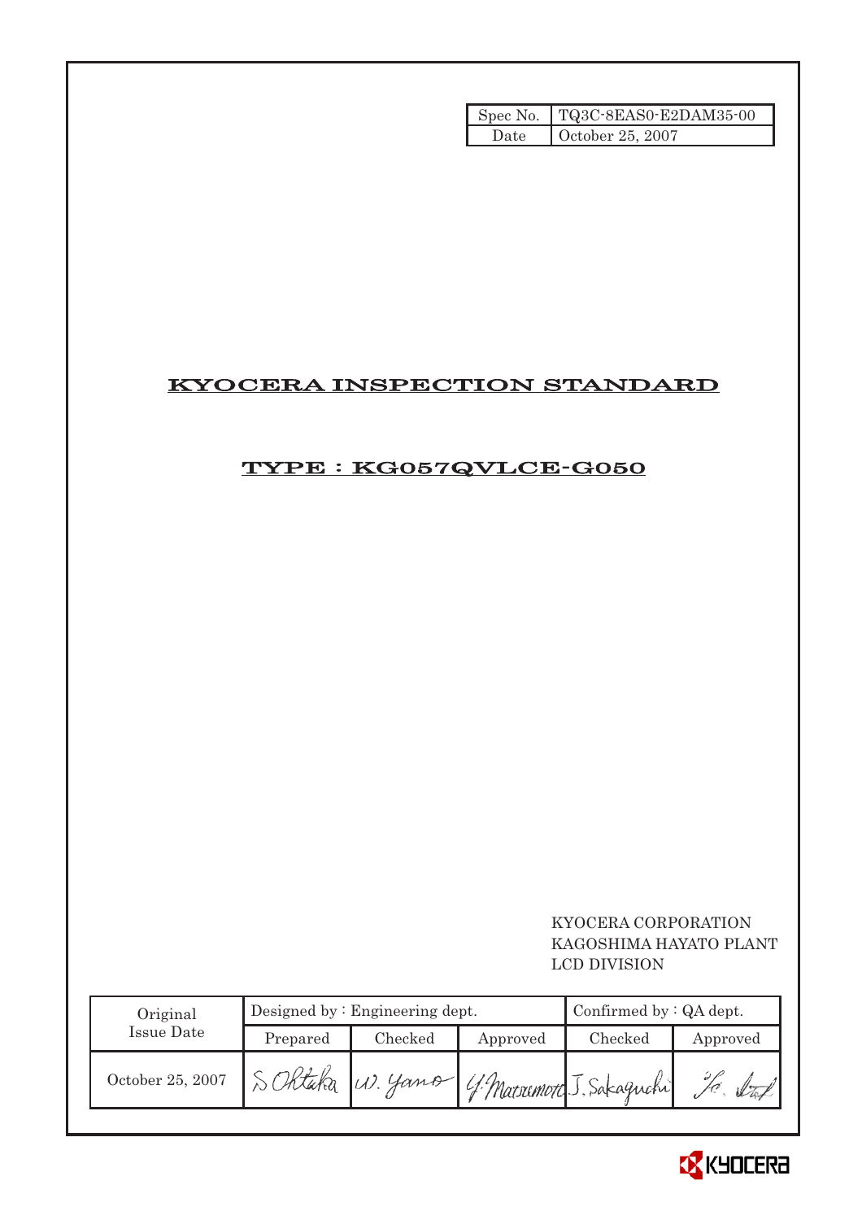| Spec No. | TQ3C-8EAS0-E2DAM35-00 |
|---|---|
| Date | October 25, 2007 |

# KYOCERA INSPECTION STANDARD

## TYPE : KG057QVLCE-G050

KYOCERA CORPORATION
KAGOSHIMA HAYATO PLANT
LCD DIVISION

| Original Issue Date | Designed by : Engineering dept. | | | Confirmed by : QA dept. | |
|---|---|---|---|---|---|
| | Prepared | Checked | Approved | Checked | Approved |
| October 25, 2007 | S.Ohtaka | W. Yano | Y. Matsumoto | J. Sakaguchi | |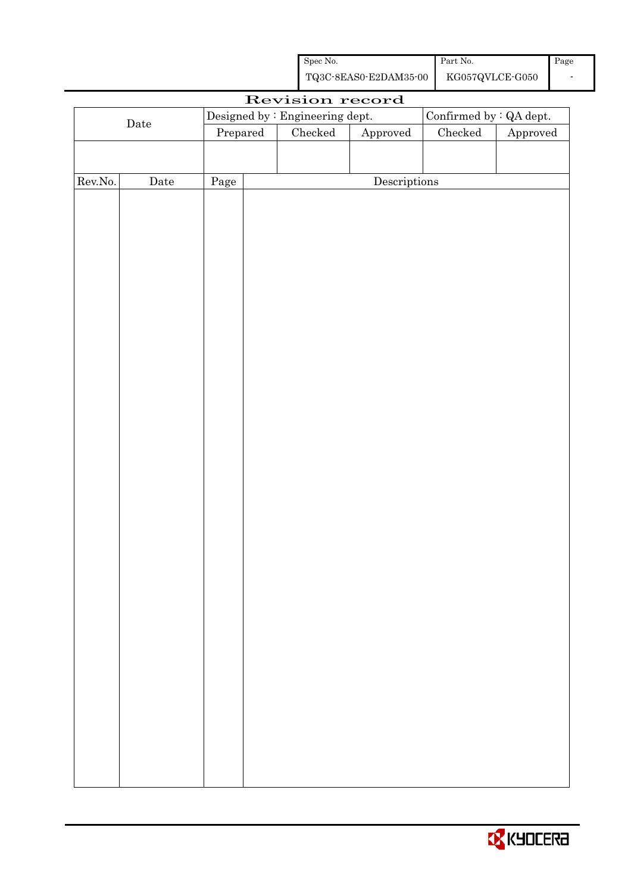| Spec No. | Part No. | Page |
|---|---|---|
| TQ3C-8EAS0-E2DAM35-00 | KG057QVLCE-G050 | - |

# Revision record

| Date | Designed by : Engineering dept. | | | Confirmed by : QA dept. | |
|---|---|---|---|---|---|
| | Prepared | Checked | Approved | Checked | Approved |
| | | | | | |

| Rev.No. | Date | Page | Descriptions |
|---|---|---|---|
| | | | |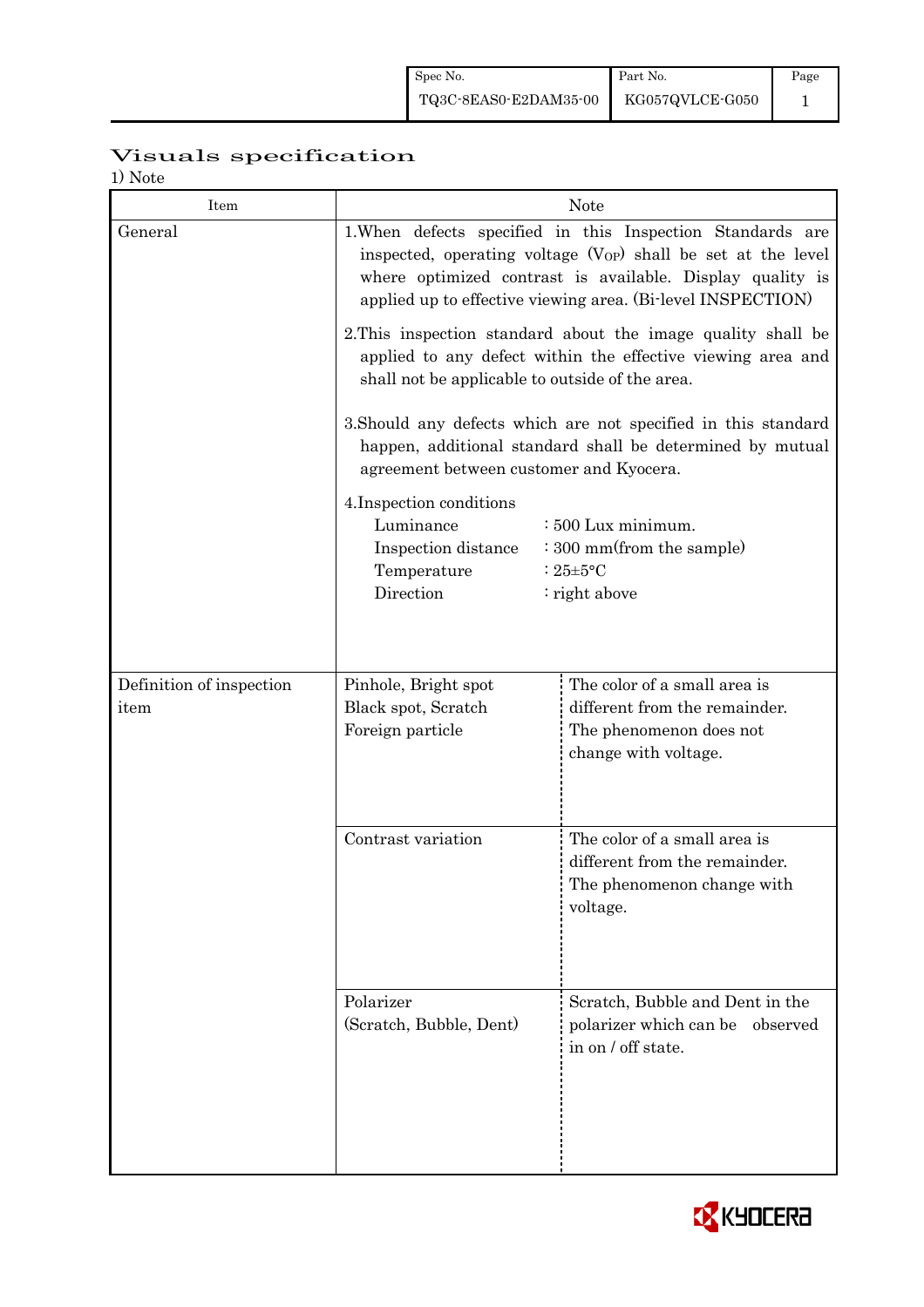# Visuals specification

1) Note

| Item | Note | |
|---|---|---|
| General | 1.When defects specified in this Inspection Standards are inspected, operating voltage ($V_{OP}$) shall be set at the level where optimized contrast is available. Display quality is applied up to effective viewing area. (Bi-level INSPECTION)<br><br>2.This inspection standard about the image quality shall be applied to any defect within the effective viewing area and shall not be applicable to outside of the area.<br><br>3.Should any defects which are not specified in this standard happen, additional standard shall be determined by mutual agreement between customer and Kyocera.<br><br>4.Inspection conditions<br>Luminance : 500 Lux minimum.<br>Inspection distance : 300 mm(from the sample)<br>Temperature : 25±5°C<br>Direction : right above | |
| Definition of inspection item | Pinhole, Bright spot<br>Black spot, Scratch<br>Foreign particle | The color of a small area is different from the remainder. The phenomenon does not change with voltage. |
| | Contrast variation | The color of a small area is different from the remainder. The phenomenon change with voltage. |
| | Polarizer<br>(Scratch, Bubble, Dent) | Scratch, Bubble and Dent in the polarizer which can be observed in on / off state. |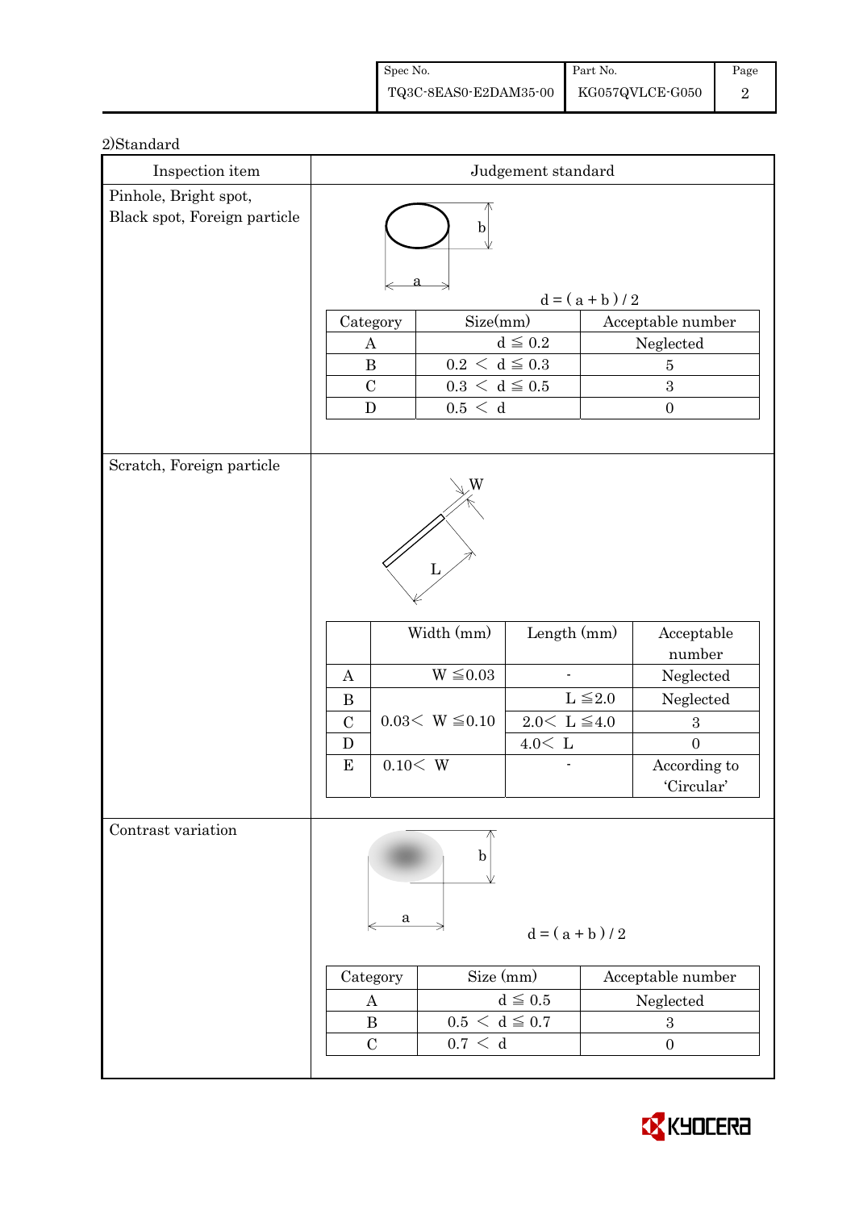2)Standard

| Inspection item | Judgement standard | | | |
|---|---|---|---|---|
| Pinhole, Bright spot, Black spot, Foreign particle | $d = (a + b) / 2$ | | | |
| | Category | Size(mm) | Acceptable number | |
| | A | $d \leqq 0.2$ | Neglected | |
| | B | $0.2 < d \leqq 0.3$ | 5 | |
| | C | $0.3 < d \leqq 0.5$ | 3 | |
| | D | $0.5 < d$ | 0 | |
| Scratch, Foreign particle | | Width (mm) | Length (mm) | Acceptable number |
| | A | $W \leqq 0.03$ | - | Neglected |
| | B | $0.03 < W \leqq 0.10$ | $L \leqq 2.0$ | Neglected |
| | C | | $2.0 < L \leqq 4.0$ | 3 |
| | D | | $4.0 < L$ | 0 |
| | E | $0.10 < W$ | - | According to 'Circular' |
| Contrast variation | $d = (a + b) / 2$ | | | |
| | Category | Size (mm) | Acceptable number | |
| | A | $d \leqq 0.5$ | Neglected | |
| | B | $0.5 < d \leqq 0.7$ | 3 | |
| | C | $0.7 < d$ | 0 | |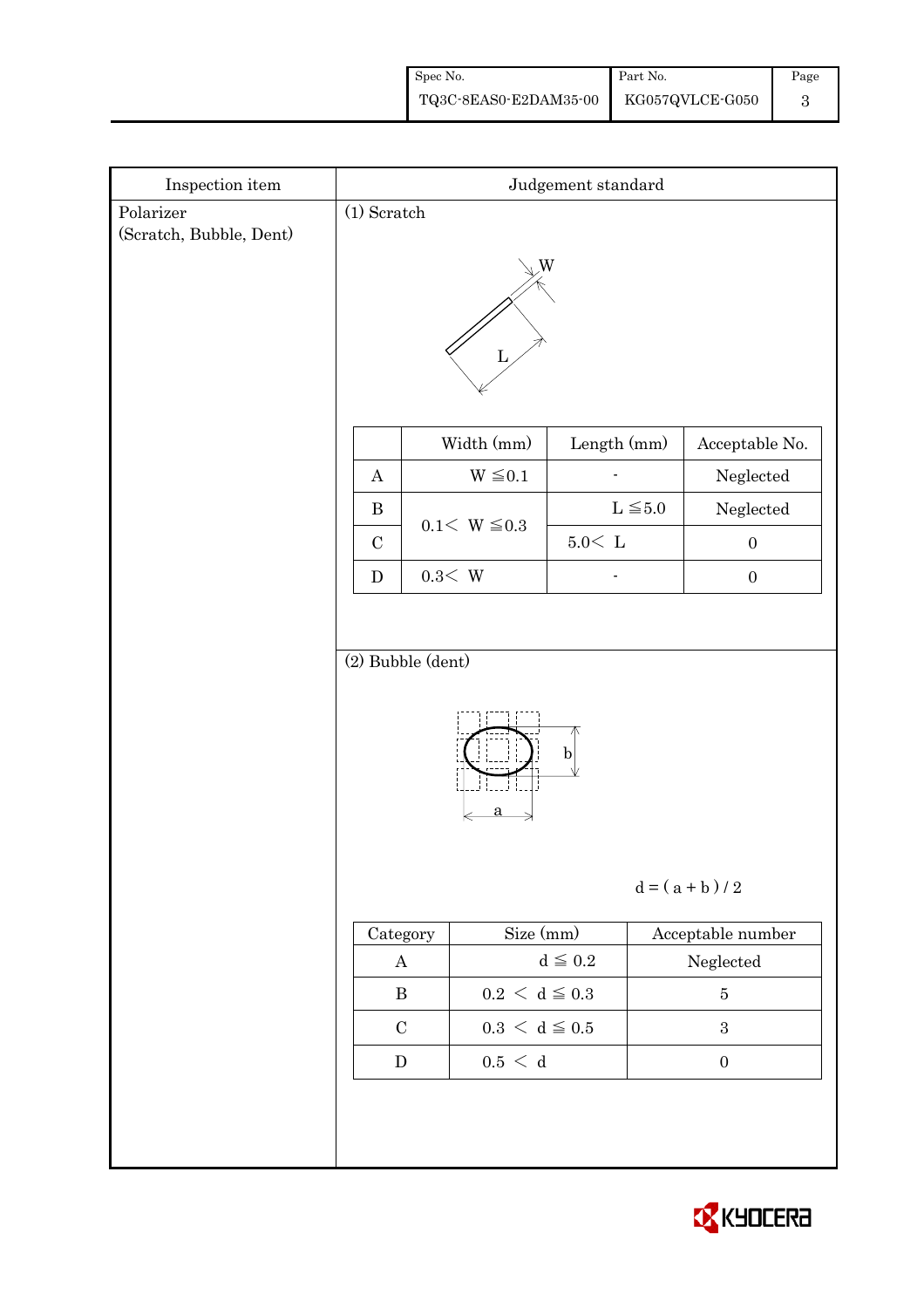| Inspection item | Judgement standard |
|---|---|
| Polarizer (Scratch, Bubble, Dent) | (1) Scratch |

|  | Width (mm) | Length (mm) | Acceptable No. |
|---|---|---|---|
| A | W ≦0.1 | - | Neglected |
| B | 0.1< W ≦0.3 | L ≦5.0 | Neglected |
| C |  | 5.0< L | 0 |
| D | 0.3< W | - | 0 |

(2) Bubble (dent)

d = ( a + b ) / 2

| Category | Size (mm) | Acceptable number |
|---|---|---|
| A | d ≦ 0.2 | Neglected |
| B | 0.2 < d ≦ 0.3 | 5 |
| C | 0.3 < d ≦ 0.5 | 3 |
| D | 0.5 < d | 0 |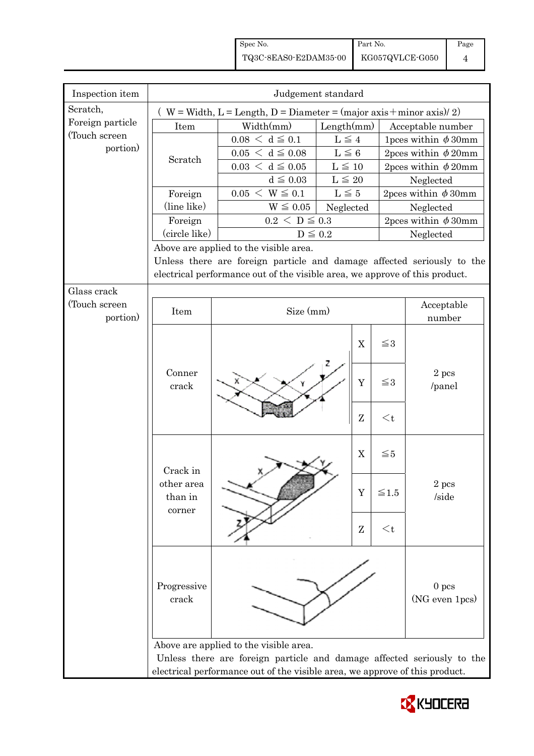| Inspection item | Judgement standard | | | |
|---|---|---|---|---|
| Scratch, Foreign particle (Touch screen portion) | ( W = Width, L = Length, D = Diameter = (major axis + minor axis)/ 2) | | | |
| | Item | Width(mm) | Length(mm) | Acceptable number |
| | Scratch | $0.08 < d \leqq 0.1$ | $L \leqq 4$ | 1pces within $\phi$ 30mm |
| | | $0.05 < d \leqq 0.08$ | $L \leqq 6$ | 2pces within $\phi$ 20mm |
| | | $0.03 < d \leqq 0.05$ | $L \leqq 10$ | 2pces within $\phi$ 20mm |
| | | $d \leqq 0.03$ | $L \leqq 20$ | Neglected |
| | Foreign (line like) | $0.05 < W \leqq 0.1$ | $L \leqq 5$ | 2pces within $\phi$ 30mm |
| | | $W \leqq 0.05$ | Neglected | Neglected |
| | Foreign (circle like) | $0.2 < D \leqq 0.3$ | | 2pces within $\phi$ 30mm |
| | | $D \leqq 0.2$ | | Neglected |

Above are applied to the visible area.
Unless there are foreign particle and damage affected seriously to the electrical performance out of the visible area, we approve of this product.

**Glass crack (Touch screen portion)**

| Item | Size (mm) | | Acceptable number |
|---|---|---|---|
| Conner crack | X | $\leqq 3$ | 2 pcs /panel |
| | Y | $\leqq 3$ | |
| | Z | $< t$ | |
| Crack in other area than in corner | X | $\leqq 5$ | 2 pcs /side |
| | Y | $\leqq 1.5$ | |
| | Z | $< t$ | |
| Progressive crack | | | 0 pcs (NG even 1pcs) |

Above are applied to the visible area.
Unless there are foreign particle and damage affected seriously to the electrical performance out of the visible area, we approve of this product.